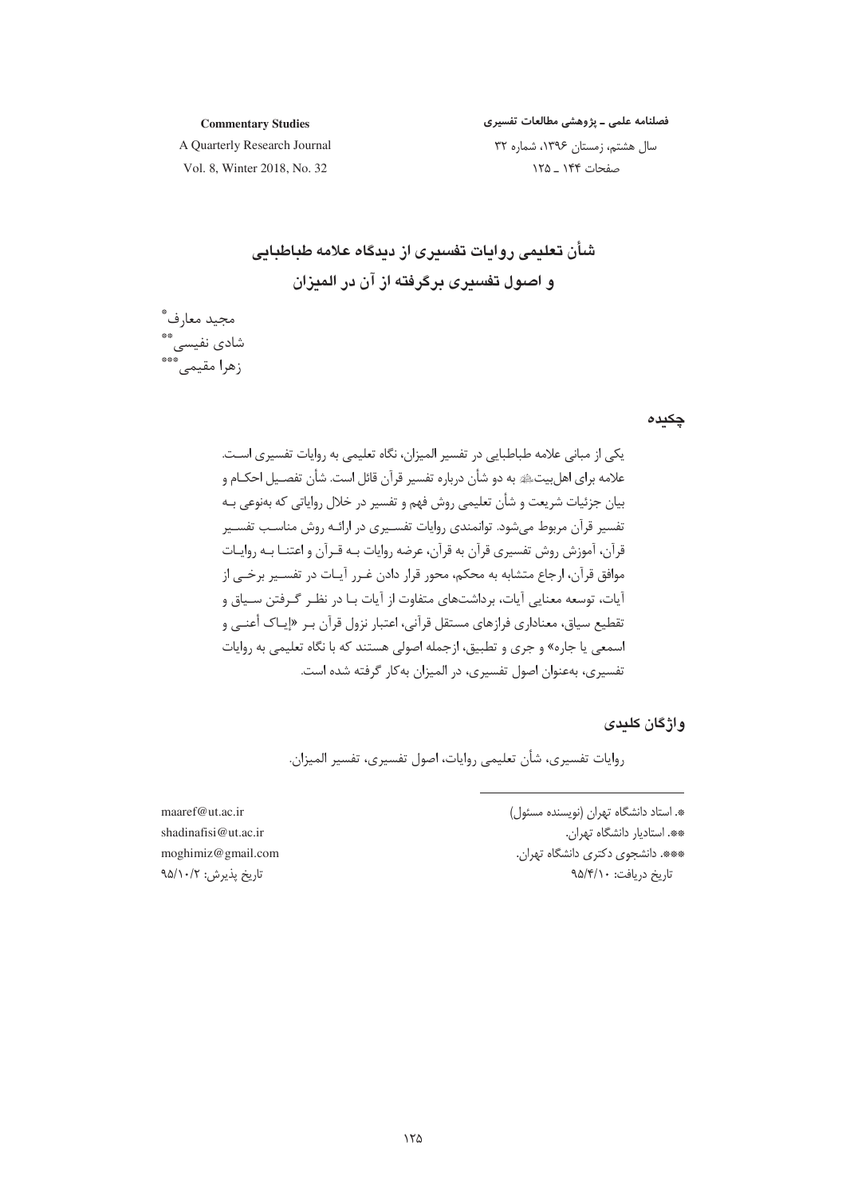# شأن تعلیمی روایات تفسیری از دیدگاه علامه طباطبایی و اصول تفسیری برگرفته از آن در المیزان

مجید معارف*

شادی نفیسی**

زهرا مقیمی***

## چکیده

یکی از مبانی علامه طباطبایی در تفسیر المیزان، نگاه تعلیمی به روایات تفسیری است. علامه برای اهل‌بیت علیهم‌السلام به دو شأن درباره تفسیر قرآن قائل است. شأن تفصیل احکام و بیان جزئیات شریعت و شأن تعلیمی روش فهم و تفسیر در خلال روایاتی که به‌نوعی به تفسیر قرآن مربوط می‌شود. توانمندی روایات تفسیری در ارائه روش مناسب تفسیر قرآن، آموزش روش تفسیری قرآن به قرآن، عرضه روایات به قرآن و اعتنا به روایات موافق قرآن، ارجاع متشابه به محکم، محور قرار دادن غرر آیات در تفسیر برخی از آیات، توسعه معنایی آیات، برداشت‌های متفاوت از آیات با در نظر گرفتن سیاق و تقطیع سیاق، معناداری فرازهای مستقل قرآنی، اعتبار نزول قرآن بر «إیاک أعنی و اسمعی یا جاره» و جری و تطبیق، ازجمله اصولی هستند که با نگاه تعلیمی به روایات تفسیری، به‌عنوان اصول تفسیری، در المیزان به‌کار گرفته شده است.

## واژگان کلیدی

روایات تفسیری، شأن تعلیمی روایات، اصول تفسیری، تفسیر المیزان.

---

*. استاد دانشگاه تهران (نویسنده مسئول) — maaref@ut.ac.ir

**. استادیار دانشگاه تهران. — shadinafisi@ut.ac.ir

***. دانشجوی دکتری دانشگاه تهران. — moghimiz@gmail.com

تاریخ دریافت: ۹۵/۴/۱۰ — تاریخ پذیرش: ۹۵/۱۰/۲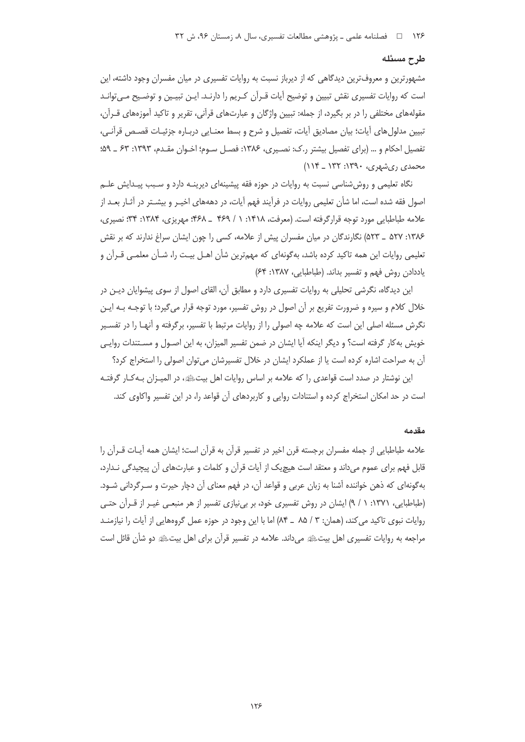## طرح مسئله

مشهورترین و معروف‌ترین دیدگاهی که از دیرباز نسبت به روایات تفسیری در میان مفسران وجود داشته، این است که روایات تفسیری نقش تبیین و توضیح آیات قرآن کریم را دارند. این تبیین و توضیح می‌تواند مقوله‌های مختلفی را در بر بگیرد، از جمله: تبیین واژگان و عبارت‌های قرآنی، تقریر و تاکید آموزه‌های قرآن، تبیین مدلول‌های آیات؛ بیان مصادیق آیات، تفصیل و شرح و بسط معنایی درباره جزئیات قصص قرآنی، تفصیل احکام و ... (برای تفصیل بیشتر ر.ک: نصیری، ۱۳۸۶: فصل سوم؛ اخوان مقدم، ۱۳۹۳: ۶۳ ـ ۵۹؛ محمدی ری‌شهری، ۱۳۹۰: ۱۳۲ ـ ۱۱۴)

نگاه تعلیمی و روش‌شناسی نسبت به روایات در حوزه فقه پیشینه‌ای دیرینه دارد و سبب پیدایش علم اصول فقه شده است، اما شأن تعلیمی روایات در فرآیند فهم آیات، در دهه‌های اخیر و بیشتر در آثار بعد از علامه طباطبایی مورد توجه قرارگرفته است. (معرفت، ۱۴۱۸: ۱ / ۴۶۹ ـ ۴۶۸؛ مهریزی، ۱۳۸۴: ۳۴؛ نصیری، ۱۳۸۶: ۵۲۷ ـ ۵۲۳) نگارندگان در میان مفسران پیش از علامه، کسی را چون ایشان سراغ ندارند که بر نقش تعلیمی روایات این همه تاکید کرده باشد، به‌گونه‌ای که مهم‌ترین شأن اهل بیت را، شأن معلمی قرآن و یاددادن روش فهم و تفسیر بداند. (طباطبایی، ۱۳۸۷: ۶۴)

این دیدگاه، نگرشی تحلیلی به روایات تفسیری دارد و مطابق آن، القای اصول از سوی پیشوایان دین در خلال کلام و سیره و ضرورت تفریع بر آن اصول در روش تفسیر، مورد توجه قرار می‌گیرد؛ با توجه به این نگرش مسئله اصلی این است که علامه چه اصولی را از روایات مرتبط با تفسیر، برگرفته و آنها را در تفسیر خویش به‌کار گرفته است؟ و دیگر اینکه آیا ایشان در ضمن تفسیر المیزان، به این اصول و مستندات روایی آن به صراحت اشاره کرده است یا از عملکرد ایشان در خلال تفسیرشان می‌توان اصولی را استخراج کرد؟

این نوشتار در صدد است قواعدی را که علامه بر اساس روایات اهل بیت﷨، در المیزان به‌کار گرفته است در حد امکان استخراج کرده و استنادات روایی و کاربردهای آن قواعد را، در این تفسیر واکاوی کند.

## مقدمه

علامه طباطبایی از جمله مفسران برجسته قرن اخیر در تفسیر قرآن به قرآن است؛ ایشان همه آیات قرآن را قابل فهم برای عموم می‌داند و معتقد است هیچ‌یک از آیات قرآن و کلمات و عبارت‌های آن پیچیدگی ندارد، به‌گونه‌ای که ذهن خواننده آشنا به زبان عربی و قواعد آن، در فهم معنای آن دچار حیرت و سرگردانی شود. (طباطبایی، ۱۳۷۱: ۱ / ۹) ایشان در روش تفسیری خود، بر بی‌نیازی تفسیر از هر منبعی غیر از قرآن حتی روایات نبوی تاکید می‌کند، (همان: ۳ / ۸۵ ـ ۸۴) اما با این وجود در حوزه عمل گروه‌هایی از آیات را نیازمند مراجعه به روایات تفسیری اهل بیت﷨ می‌داند. علامه در تفسیر قرآن برای اهل بیت﷨ دو شأن قائل است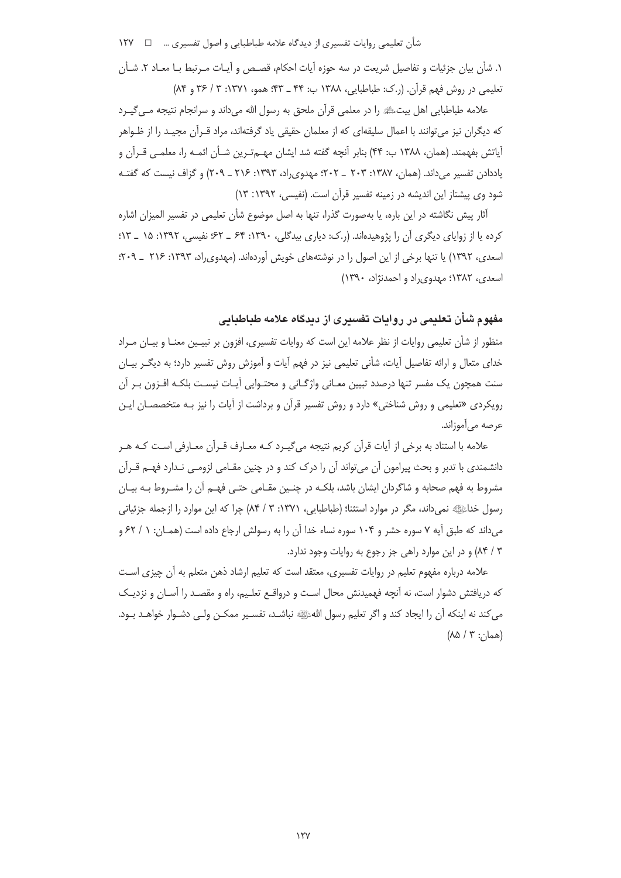۱. شأن بیان جزئیات و تفاصیل شریعت در سه حوزه آیات احکام، قصص و آیات مرتبط با معاد ۲. شأن تعلیمی در روش فهم قرآن. (ر.ک: طباطبایی، ۱۳۸۸ ب: ۴۴ ـ ۴۳؛ همو، ۱۳۷۱: ۳ / ۳۶ و ۸۴)

علامه طباطبایی اهل بیت ﷺ را در معلمی قرآن ملحق به رسول الله می‌داند و سرانجام نتیجه می‌گیرد که دیگران نیز می‌توانند با اعمال سلیقه‌ای که از معلمان حقیقی یاد گرفته‌اند، مراد قرآن مجید را از ظواهر آیاتش بفهمند. (همان، ۱۳۸۸ ب: ۴۴) بنابر آنچه گفته شد ایشان مهم‌ترین شأن ائمه را، معلمی قرآن و یاددادن تفسیر می‌داند. (همان، ۱۳۸۷: ۲۰۳ ـ ۲۰۲؛ مهدوی‌راد، ۱۳۹۳: ۲۱۶ ـ ۲۰۹) و گزاف نیست که گفته شود وی پیشتاز این اندیشه در زمینه تفسیر قرآن است. (نفیسی، ۱۳۹۲: ۱۳)

آثار پیش نگاشته در این باره، یا به‌صورت گذرا، تنها به اصل موضوع شأن تعلیمی در تفسیر المیزان اشاره کرده یا از زوایای دیگری آن را پژوهیده‌اند. (ر.ک: دیاری بیدگلی، ۱۳۹۰: ۶۴ ـ ۶۲؛ نفیسی، ۱۳۹۲: ۱۵ ـ ۱۳؛ اسعدی، ۱۳۹۲) یا تنها برخی از این اصول را در نوشته‌های خویش آورده‌اند. (مهدوی‌راد، ۱۳۹۳: ۲۱۶ ـ ۲۰۹؛ اسعدی، ۱۳۸۲؛ مهدوی‌راد و احمدنژاد، ۱۳۹۰)

## مفهوم شأن تعلیمی در روایات تفسیری از دیدگاه علامه طباطبایی

منظور از شأن تعلیمی روایات از نظر علامه این است که روایات تفسیری، افزون بر تبیین معنا و بیان مراد خدای متعال و ارائه تفاصیل آیات، شأنی تعلیمی نیز در فهم آیات و آموزش روش تفسیر دارد؛ به دیگر بیان سنت همچون یک مفسر تنها درصدد تبیین معانی واژگانی و محتوایی آیات نیست بلکه افزون بر آن رویکردی «تعلیمی و روش شناختی» دارد و روش تفسیر قرآن و برداشت از آیات را نیز به متخصصان این عرصه می‌آموزاند.

علامه با استناد به برخی از آیات قرآن کریم نتیجه می‌گیرد که معارف قرآن معارفی است که هر دانشمندی با تدبر و بحث پیرامون آن می‌تواند آن را درک کند و در چنین مقامی لزومی ندارد فهم قرآن مشروط به فهم صحابه و شاگردان ایشان باشد، بلکه در چنین مقامی حتی فهم آن را مشروط به بیان رسول خدا ﷺ نمی‌داند، مگر در موارد استثنا؛ (طباطبایی، ۱۳۷۱: ۳ / ۸۴) چرا که این موارد را ازجمله جزئیاتی می‌داند که طبق آیه ۷ سوره حشر و ۱۰۴ سوره نساء خدا آن را به رسولش ارجاع داده است (همان: ۱ / ۶۲ و ۳ / ۸۴) و در این موارد راهی جز رجوع به روایات وجود ندارد.

علامه درباره مفهوم تعلیم در روایات تفسیری، معتقد است که تعلیم ارشاد ذهن متعلم به آن چیزی است که دریافتش دشوار است، نه آنچه فهمیدنش محال است و درواقع تعلیم، راه و مقصد را آسان و نزدیک می‌کند نه اینکه آن را ایجاد کند و اگر تعلیم رسول الله ﷺ نباشد، تفسیر ممکن ولی دشوار خواهد بود. (همان: ۳ / ۸۵)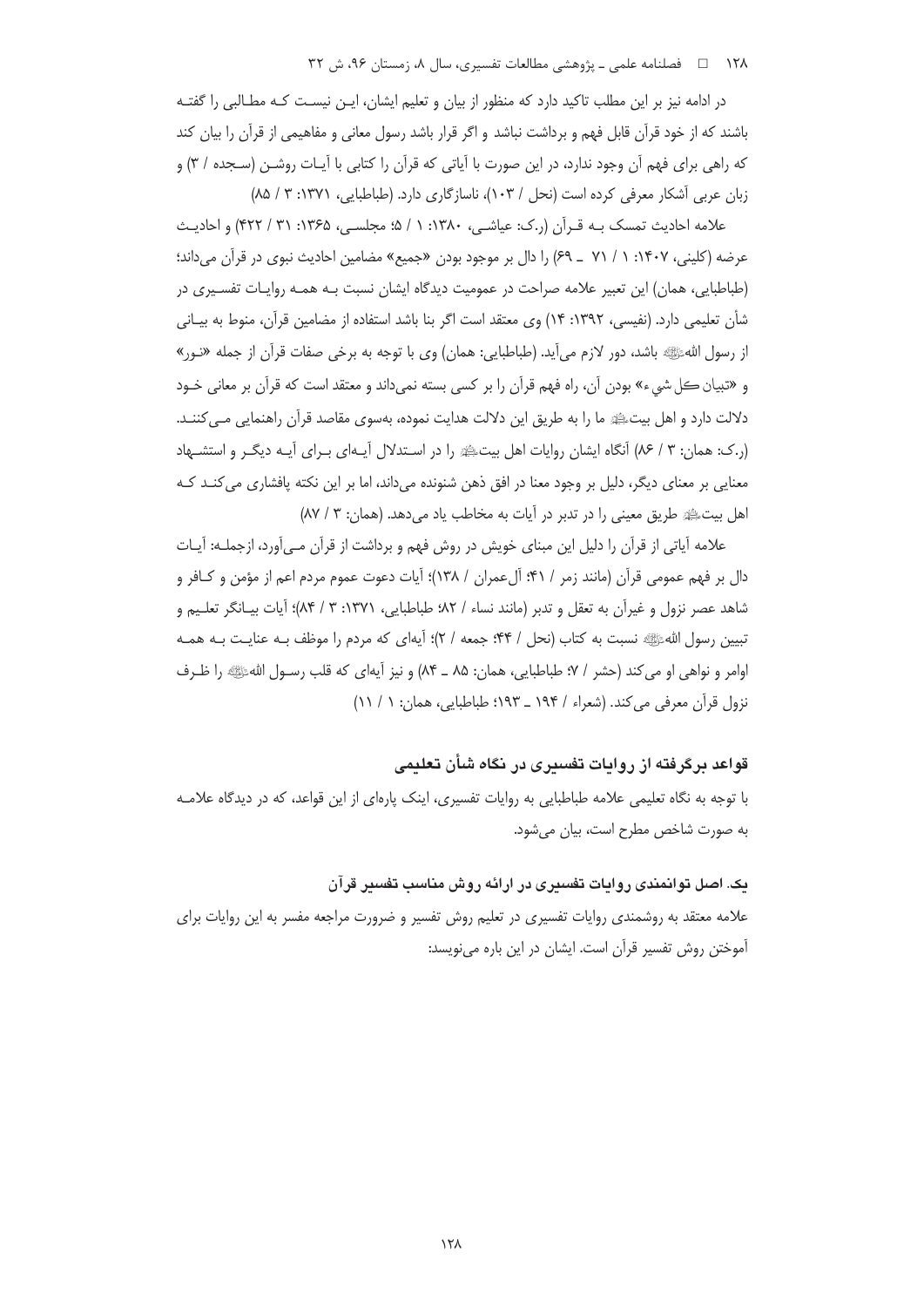در ادامه نیز بر این مطلب تاکید دارد که منظور از بیان و تعلیم ایشان، این نیست که مطالبی را گفته باشند که از خود قرآن قابل فهم و برداشت نباشد و اگر قرار باشد رسول معانی و مفاهیمی از قرآن را بیان کند که راهی برای فهم آن وجود ندارد، در این صورت با آیاتی که قرآن را کتابی با آیات روشن (سجده / ۳) و زبان عربی آشکار معرفی کرده است (نحل / ۱۰۳)، ناسازگاری دارد. (طباطبایی، ۱۳۷۱: ۳ / ۸۵)

علامه احادیث تمسک بـه قـرآن (ر.ک: عیاشـی، ۱۳۸۰: ۱ / ۵؛ مجلسـی، ۱۳۶۵: ۳۱ / ۴۲۲) و احادیـث عرضه (کلینی، ۱۴۰۷: ۱ / ۷۱ ـ ۶۹) را دال بر موجود بودن «جمیع» مضامین احادیث نبوی در قرآن می‌داند؛ (طباطبایی، همان) این تعبیر علامه صراحت در عمومیت دیدگاه ایشان نسبت بـه همـه روایـات تفسـیری در شأن تعلیمی دارد. (نفیسی، ۱۳۹۲: ۱۴) وی معتقد است اگر بنا باشد استفاده از مضامین قرآن، منوط به بیـانی از رسول الله ﷺ باشد، دور لازم می‌آید. (طباطبایی: همان) وی با توجه به برخی صفات قرآن از جمله «نـور» و «تبیان کل شيء» بودن آن، راه فهم قرآن را بر کسی بسته نمی‌داند و معتقد است که قرآن بر معانی خـود دلالت دارد و اهل بیت ﷺ ما را به طریق این دلالت هدایت نموده، به‌سوی مقاصد قرآن راهنمایی مـی‌کننـد. (ر.ک: همان: ۳ / ۸۶) آنگاه ایشان روایات اهل بیت ﷺ را در استدلال آیـه‌ای بـرای آیـه دیگـر و استشـهاد معنایی بر معنای دیگر، دلیل بر وجود معنا در افق ذهن شنونده می‌داند، اما بر این نکته پافشاری می‌کنـد کـه اهل بیت ﷺ طریق معینی را در تدبر در آیات به مخاطب یاد می‌دهد. (همان: ۳ / ۸۷)

علامه آیاتی از قرآن را دلیل این مبنای خویش در روش فهم و برداشت از قرآن مـی‌آورد، ازجملـه: آیـات دال بر فهم عمومی قرآن (مانند زمر / ۴۱؛ آل‌عمران / ۱۳۸)؛ آیات دعوت عموم مردم اعم از مؤمن و کـافر و شاهد عصر نزول و غیرآن به تعقل و تدبر (مانند نساء / ۸۲؛ طباطبایی، ۱۳۷۱: ۳ / ۸۴)؛ آیات بیـانگر تعلـیم و تبیین رسول الله ﷺ نسبت به کتاب (نحل / ۴۴؛ جمعه / ۲)؛ آیه‌ای که مردم را موظف بـه عنایـت بـه همـه اوامر و نواهی او می‌کند (حشر / ۷؛ طباطبایی، همان: ۸۵ ـ ۸۴) و نیز آیه‌ای که قلب رسـول الله ﷺ را ظـرف نزول قرآن معرفی می‌کند. (شعراء / ۱۹۴ ـ ۱۹۳؛ طباطبایی، همان: ۱ / ۱۱)

## قواعد برگرفته از روایات تفسیری در نگاه شأن تعلیمی

با توجه به نگاه تعلیمی علامه طباطبایی به روایات تفسیری، اینک پاره‌ای از این قواعد، که در دیدگاه علامـه به صورت شاخص مطرح است، بیان می‌شود.

### یک. اصل توانمندی روایات تفسیری در ارائه روش مناسب تفسیر قرآن

علامه معتقد به روشمندی روایات تفسیری در تعلیم روش تفسیر و ضرورت مراجعه مفسر به این روایات برای آموختن روش تفسیر قرآن است. ایشان در این باره می‌نویسد: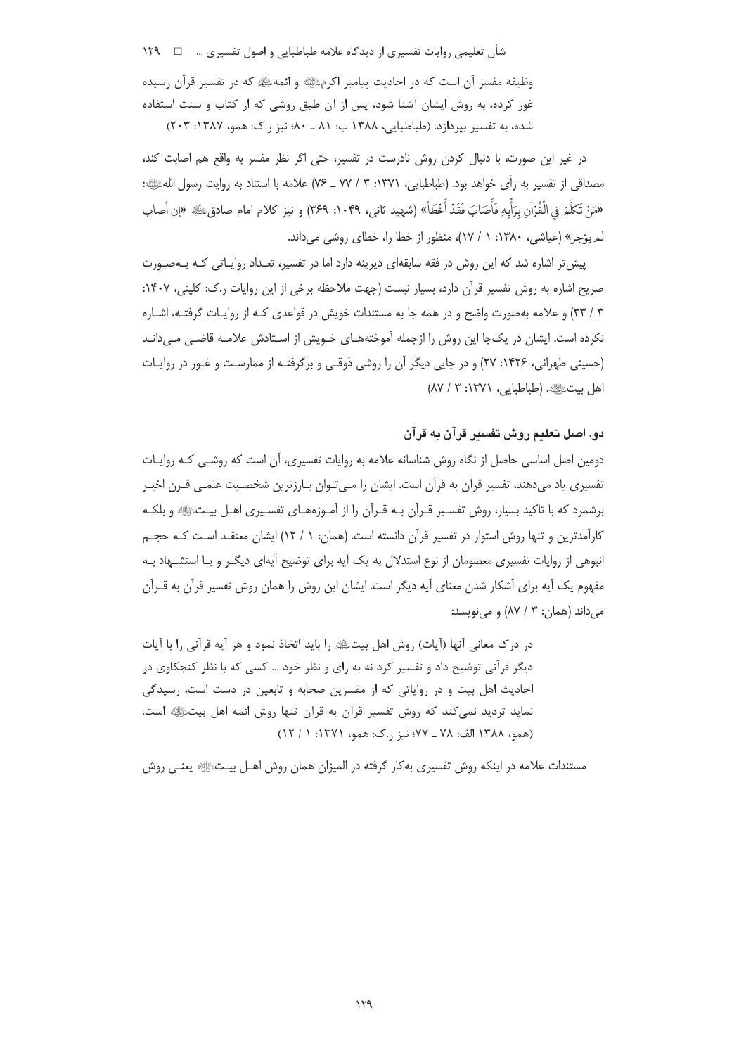وظیفه مفسر آن است که در احادیث پیامبر اکرم ﷺ و ائمه ﷺ که در تفسیر قرآن رسیده غور کرده، به روش ایشان آشنا شود، پس از آن طبق روشی که از کتاب و سنت استفاده شده، به تفسیر بپردازد. (طباطبایی، ۱۳۸۸ ب: ۸۱ ـ ۸۰؛ نیز ر.ک: همو، ۱۳۸۷: ۲۰۳)

در غیر این صورت، با دنبال کردن روش نادرست در تفسیر، حتی اگر نظر مفسر به واقع هم اصابت کند، مصداقی از تفسیر به رأی خواهد بود. (طباطبایی، ۱۳۷۱: ۳ / ۷۷ ـ ۷۶) علامه با استناد به روایت رسول الله ﷺ: «مَنْ تَكَلَّمَ فِي الْقُرْآنِ بِرَأْيِهِ فَأَصَابَ فَقَدْ أَخْطَأ» (شهید ثانی، ۱۰۴۹: ۳۶۹) و نیز کلام امام صادق ﷺ «إن أصاب لم يؤجر» (عیاشی، ۱۳۸۰: ۱ / ۱۷)، منظور از خطا را، خطای روشی می‌داند.

پیش‌تر اشاره شد که این روش در فقه سابقه‌ای دیرینه دارد اما در تفسیر، تعداد روایاتی که به‌صورت صریح اشاره به روش تفسیر قرآن دارد، بسیار نیست (جهت ملاحظه برخی از این روایات ر.ک: کلینی، ۱۴۰۷: ۳ / ۳۳) و علامه به‌صورت واضح و در همه جا به مستندات خویش در قواعدی که از روایات گرفته، اشاره نکرده است. ایشان در یک‌جا این روش را ازجمله آموخته‌های خویش از استادش علامه قاضی می‌داند (حسینی طهرانی، ۱۴۲۶: ۲۷) و در جایی دیگر آن را روشی ذوقی و برگرفته از ممارست و غور در روایات اهل بیت ﷺ. (طباطبایی، ۱۳۷۱: ۳ / ۸۷)

## دو. اصل تعلیم روش تفسیر قرآن به قرآن

دومین اصل اساسی حاصل از نگاه روش شناسانه علامه به روایات تفسیری، آن است که روشی که روایات تفسیری یاد می‌دهند، تفسیر قرآن به قرآن است. ایشان را می‌توان بارزترین شخصیت علمی قرن اخیر برشمرد که با تاکید بسیار، روش تفسیر قرآن به قرآن را از آموزه‌های تفسیری اهل بیت ﷺ و بلکه کارآمدترین و تنها روش استوار در تفسیر قرآن دانسته است. (همان: ۱ / ۱۲) ایشان معتقد است که حجم انبوهی از روایات تفسیری معصومان از نوع استدلال به یک آیه برای توضیح آیه‌ای دیگر و یا استشهاد به مفهوم یک آیه برای آشکار شدن معنای آیه دیگر است. ایشان این روش را همان روش تفسیر قرآن به قرآن می‌داند (همان: ۳ / ۸۷) و می‌نویسد:

> در درک معانی آنها (آیات) روش اهل بیت ﷺ را باید اتخاذ نمود و هر آیه قرآنی را با آیات دیگر قرآنی توضیح داد و تفسیر کرد نه به رای و نظر خود ... کسی که با نظر کنجکاوی در احادیث اهل بیت و در روایاتی که از مفسرین صحابه و تابعین در دست است، رسیدگی نماید تردید نمی‌کند که روش تفسیر قرآن به قرآن تنها روش ائمه اهل بیت ﷺ است. (همو، ۱۳۸۸ الف: ۷۸ ـ ۷۷؛ نیز ر.ک: همو، ۱۳۷۱: ۱ / ۱۲)

مستندات علامه در اینکه روش تفسیری به‌کار گرفته در المیزان همان روش اهل بیت ﷺ یعنی روش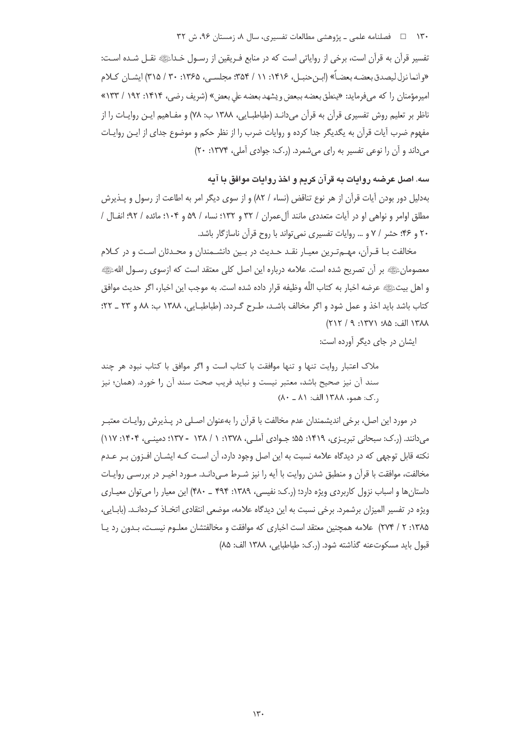تفسیر قرآن به قرآن است، برخی از روایاتی است که در منابع فـریقین از رسـول خـداﷺ نقـل شـده اسـت: «وانما نزل ليصدق بعضه بعضاً» (ابـن‌حنبـل، ۱۴۱۶: ۱۱ / ۳۵۴؛ مجلسـی، ۱۳۶۵: ۳۰ / ۳۱۵) ایشـان کـلام امیرمؤمنان را که می‌فرماید: «ينطق بعضه ببعض ويشهد بعضه على بعض» (شریف رضی، ۱۴۱۴: ۱۹۲ / ۱۳۳» ناظر بر تعلیم روش تفسیری قرآن به قرآن می‌دانـد (طباطبـایی، ۱۳۸۸ ب: ۷۸) و مفـاهیم ایـن روایـات را از مفهوم ضرب آیات قرآن به یکدیگر جدا کرده و روایات ضرب را از نظر حکم و موضوع جدای از ایـن روایـات می‌داند و آن را نوعی تفسیر به رای می‌شمرد. (ر.ک: جوادی آملی، ۱۳۷۴: ۲۰)

### سه. اصل عرضه روایات به قرآن کریم و اخذ روایات موافق با آیه

به‌دلیل دور بودن آیات قرآن از هر نوع تناقض (نساء / ۸۲) و از سوی دیگر امر به اطاعت از رسول و پـذیرش مطلق اوامر و نواهی او در آیات متعددی مانند آل‌عمران / ۳۲ و ۱۳۲؛ نساء / ۵۹ و ۱۰۴؛ مائده / ۹۲؛ انفـال / ۲۰ و ۴۶؛ حشر / ۷ و ... روایات تفسیری نمی‌تواند با روح قرآن ناسازگار باشد.

مخالفت بـا قـرآن، مهـم‌تـرین معیـار نقـد حـدیث در بـین دانشـمندان و محـدثان اسـت و در کـلام معصومانﷺ بر آن تصریح شده است. علامه درباره این اصل کلی معتقد است که ازسوی رسـول اللهﷺ و اهل بیتﷺ عرضه اخبار به کتاب اللّه وظیفه قرار داده شده است. به موجب این اخبار، اگر حدیث موافق کتاب باشد باید اخذ و عمل شود و اگر مخالف باشـد، طـرح گـردد. (طباطبـایی، ۱۳۸۸ ب: ۸۸ و ۲۳ ـ ۲۲؛ ۱۳۸۸ الف: ۸۵؛ ۱۳۷۱: ۹ / ۲۱۲)

ایشان در جای دیگر آورده است:

> ملاک اعتبار روایت تنها و تنها موافقت با کتاب است و اگر موافق با کتاب نبود هر چند سند آن نیز صحیح باشد، معتبر نیست و نباید فریب صحت سند آن را خورد. (همان؛ نیز ر.ک: همو، ۱۳۸۸ الف: ۸۱ ـ ۸۰)

در مورد این اصل، برخی اندیشمندان عدم مخالفت با قرآن را به‌عنوان اصـلی در پـذیرش روایـات معتبـر می‌دانند. (ر.ک: سبحانی تبریـزی، ۱۴۱۹: ۵۵؛ جـوادی آملـی، ۱۳۷۸: ۱ / ۱۳۸ - ۱۳۷؛ دمینـی، ۱۴۰۴: ۱۱۷) نکته قابل توجهی که در دیدگاه علامه نسبت به این اصل وجود دارد، آن اسـت کـه ایشـان افـزون بـر عـدم مخالفت، موافقت با قرآن و منطبق شدن روایت با آیه را نیز شـرط مـی‌دانـد. مـورد اخیـر در بررسـی روایـات داستان‌ها و اسباب نزول کاربردی ویژه دارد؛ (ر.ک: نفیسی، ۱۳۸۹: ۴۹۴ ـ ۴۸۰) این معیار را می‌توان معیـاری ویژه در تفسیر المیزان برشمرد. برخی نسبت به این دیدگاه علامه، موضعی انتقادی اتخـاذ کـرده‌انـد. (بابـایی، ۱۳۸۵: ۲ / ۲۷۴) علامه همچنین معتقد است اخباری که موافقت و مخالفتشان معلـوم نیسـت، بـدون رد یـا قبول باید مسکوت‌عنه گذاشته شود. (ر.ک: طباطبایی، ۱۳۸۸ الف: ۸۵)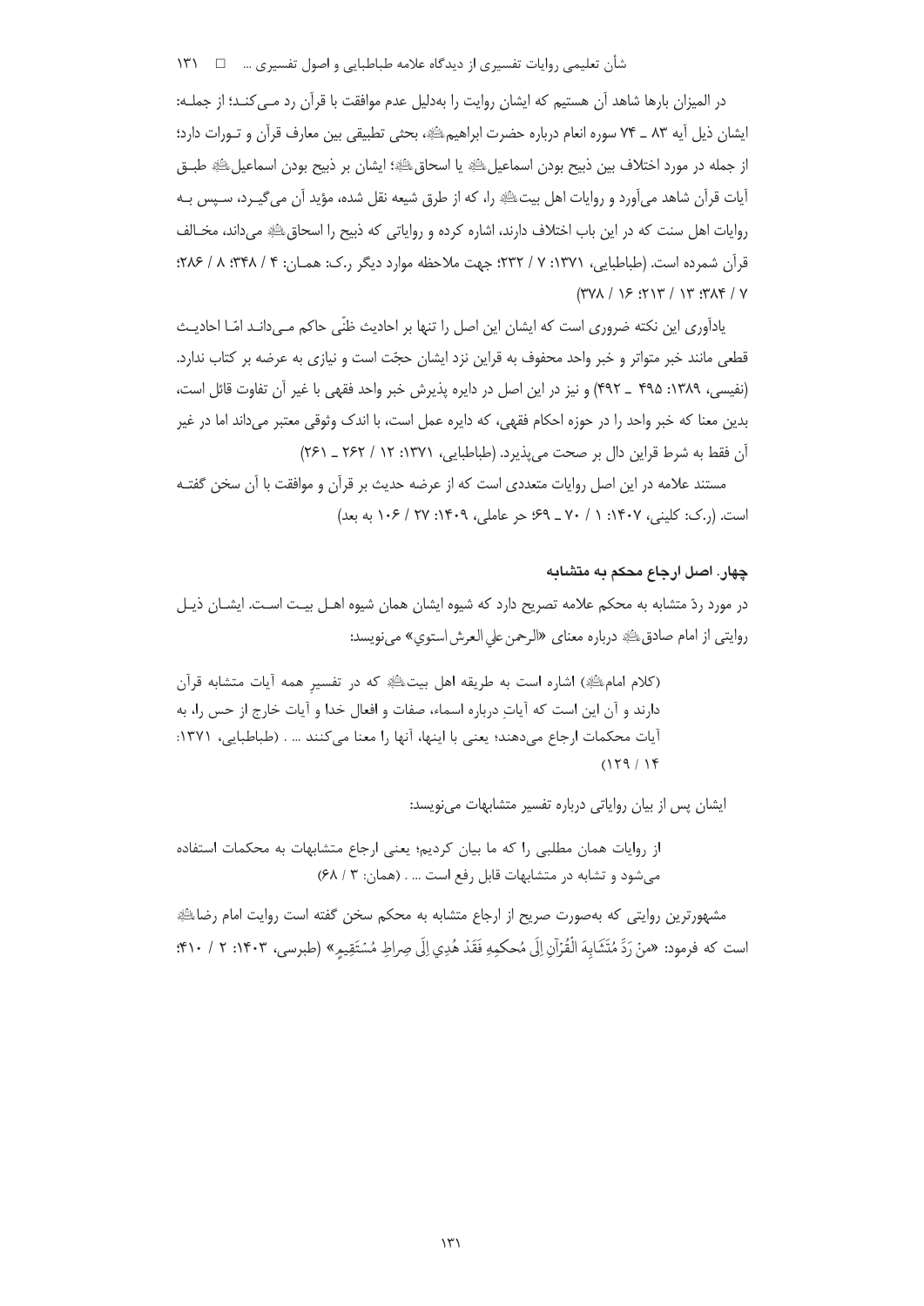در المیزان بارها شاهد آن هستیم که ایشان روایت را به‌دلیل عدم موافقت با قرآن رد مـی‌کنـد؛ از جملـه: ایشان ذیل آیه ۸۳ ـ ۷۴ سوره انعام درباره حضرت ابراهیم، بحثی تطبیقی بین معارف قرآن و تـورات دارد؛ از جمله در مورد اختلاف بین ذبیح بودن اسماعیل یا اسحاق؛ ایشان بر ذبیح بودن اسماعیل طبـق آیات قرآن شاهد می‌آورد و روایات اهل بیت را، که از طرق شیعه نقل شده، مؤید آن می‌گیـرد، سـپس بـه روایات اهل سنت که در این باب اختلاف دارند، اشاره کرده و روایاتی که ذبیح را اسحاق می‌داند، مخـالف قرآن شمرده است. (طباطبایی، ۱۳۷۱: ۷ / ۲۳۲؛ جهت ملاحظه موارد دیگر ر.ک: همـان: ۴ / ۳۴۸؛ ۸ / ۲۸۶؛ ۷ / ۳۸۴؛ ۱۳ / ۲۱۳؛ ۱۶ / ۳۷۸)

یادآوری این نکته ضروری است که ایشان این اصل را تنها بر احادیث ظنّی حاکم مـی‌دانـد امّا احادیـث قطعی مانند خبر متواتر و خبر واحد محفوف به قراین نزد ایشان حجّت است و نیازی به عرضه بر کتاب ندارد. (نفیسی، ۱۳۸۹: ۴۹۵ ـ ۴۹۲) و نیز در این اصل در دایره پذیرش خبر واحد فقهی با غیر آن تفاوت قائل است، بدین معنا که خبر واحد را در حوزه احکام فقهی، که دایره عمل است، با اندک وثوقی معتبر می‌داند اما در غیر آن فقط به شرط قراین دال بر صحت می‌پذیرد. (طباطبایی، ۱۳۷۱: ۱۲ / ۲۶۲ ـ ۲۶۱)

مستند علامه در این اصل روایات متعددی است که از عرضه حدیث بر قرآن و موافقت با آن سخن گفتـه است. (ر.ک: کلینی، ۱۴۰۷: ۱ / ۷۰ ـ ۶۹؛ حر عاملی، ۱۴۰۹: ۲۷ / ۱۰۶ به بعد)

### چهار. اصل ارجاع محکم به متشابه

در مورد ردّ متشابه به محکم علامه تصریح دارد که شیوه ایشان همان شیوه اهـل بیـت اسـت. ایشـان ذیـل روایتی از امام صادق درباره معنای «الرحمن علي العرش استوي» می‌نویسد:

> (کلام امام) اشاره است به طریقه اهل بیت که در تفسیرِ همه آیات متشابه قرآن دارند و آن این است که آیاتِ درباره اسماء، صفات و افعال خدا و آیات خارج از حس را، به آیات محکمات ارجاع می‌دهند؛ یعنی با اینها، آنها را معنا می‌کنند ... . (طباطبایی، ۱۳۷۱: ۱۴ / ۱۲۹)

ایشان پس از بیان روایاتی درباره تفسیر متشابهات می‌نویسد:

> از روایات همان مطلبی را که ما بیان کردیم؛ یعنی ارجاع متشابهات به محکمات استفاده می‌شود و تشابه در متشابهات قابل رفع است ... . (همان: ۳ / ۶۸)

مشهورترین روایتی که به‌صورت صریح از ارجاع متشابه به محکم سخن گفته است روایت امام رضا است که فرمود: «مَنْ رَدَّ مُتَشَابِهَ الْقُرْآنِ اِلَی مُحکمِهِ فَقَدْ هُدِيَ اِلَی صِراطِ مُسْتَقِیمٍ» (طبرسی، ۱۴۰۳: ۲ / ۴۱۰؛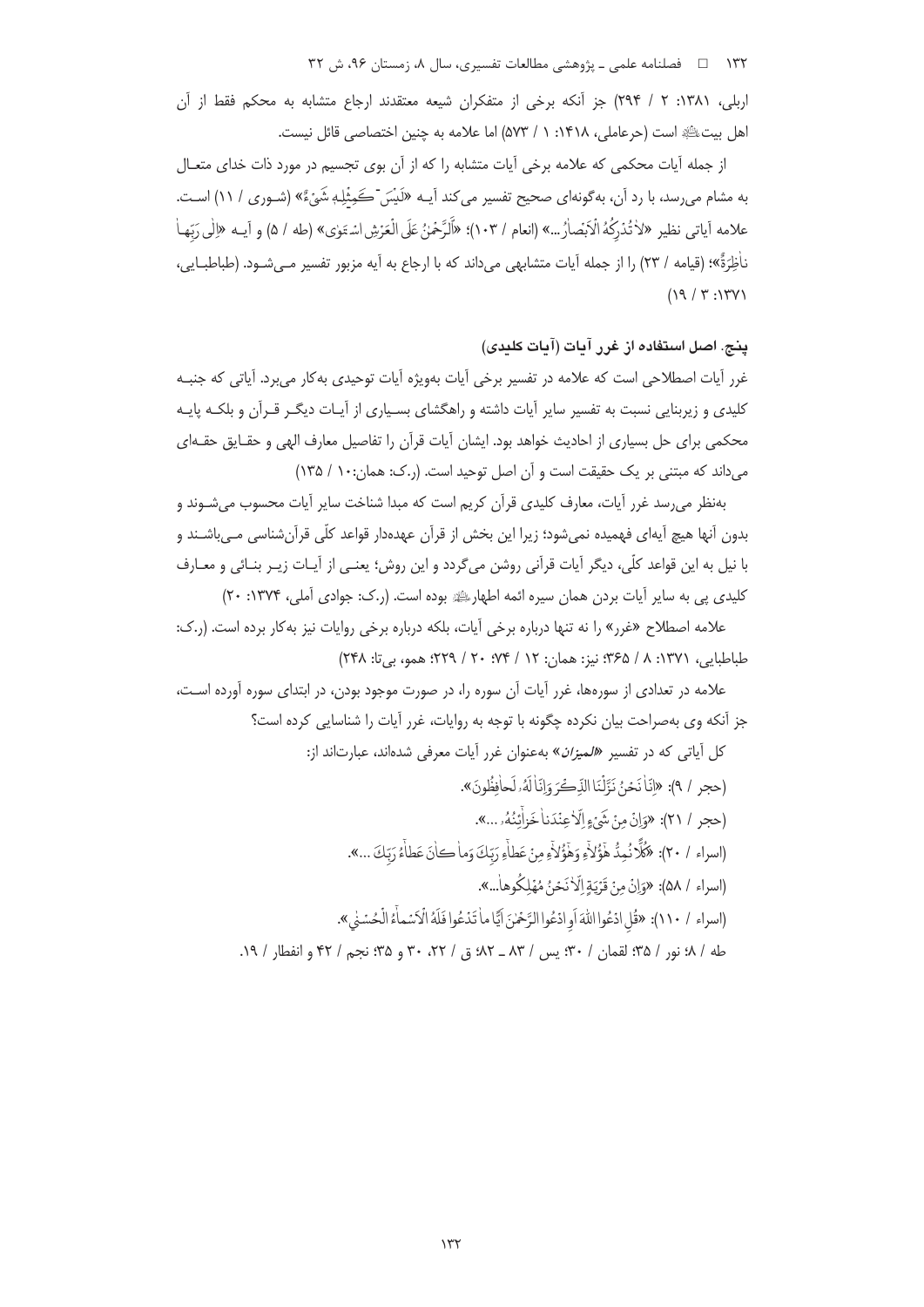اربلی، ۱۳۸۱: ۲ / ۲۹۴) جز آنکه برخی از متفکران شیعه معتقدند ارجاع متشابه به محکم فقط از آن اهل بیت﷩ است (حرعاملی، ۱۴۱۸: ۱ / ۵۷۳) اما علامه به چنین اختصاصی قائل نیست.

از جمله آیات محکمی که علامه برخی آیات متشابه را که از آن بوی تجسیم در مورد ذات خدای متعال به مشام می‌رسد، با رد آن، به‌گونه‌ای صحیح تفسیر می‌کند آیه «لَيْسَ كَمِثْلِهِ شَيْءٌ» (شوری / ۱۱) است. علامه آیاتی نظیر «لا تُدْرِكُهُ الْأَبْصارُ...» (انعام / ۱۰۳)؛ «الرَّحْمنُ عَلَى الْعَرْشِ اسْتَوى» (طه / ۵) و آیه «إِلى رَبِّها ناظِرَةٌ»؛ (قیامه / ۲۳) را از جمله آیات متشابهی می‌داند که با ارجاع به آیه مزبور تفسیر می‌شود. (طباطبایی، ۱۳۷۱: ۳ / ۱۹)

### پنج. اصل استفاده از غرر آیات (آیات کلیدی)

غرر آیات اصطلاحی است که علامه در تفسیر برخی آیات به‌ویژه آیات توحیدی به‌کار می‌برد. آیاتی که جنبه کلیدی و زیربنایی نسبت به تفسیر سایر آیات داشته و راهگشای بسیاری از آیات دیگر قرآن و بلکه پایه محکمی برای حل بسیاری از احادیث خواهد بود. ایشان آیات قرآن را تفاصیل معارف الهی و حقایق حقه‌ای می‌داند که مبتنی بر یک حقیقت است و آن اصل توحید است. (ر.ک: همان:۱۰ / ۱۳۵)

به‌نظر می‌رسد غرر آیات، معارف کلیدی قرآن کریم است که مبدا شناخت سایر آیات محسوب می‌شوند و بدون آنها هیچ آیه‌ای فهمیده نمی‌شود؛ زیرا این بخش از قرآن عهده‌دار قواعد کلّی قرآن‌شناسی می‌باشند و با نیل به این قواعد کلّی، دیگر آیات قرآنی روشن می‌گردد و این روش؛ یعنی از آیات زیر بنائی و معارف کلیدی پی به سایر آیات بردن همان سیره ائمه اطهار﷩ بوده است. (ر.ک: جوادی آملی، ۱۳۷۴: ۲۰)

علامه اصطلاح «غرر» را نه تنها درباره برخی آیات، بلکه درباره برخی روایات نیز به‌کار برده است. (ر.ک: طباطبایی، ۱۳۷۱: ۸ / ۳۶۵؛ نیز: همان: ۱۲ / ۷۴؛ ۲۰ / ۲۲۹؛ همو، بی‌تا: ۲۴۸)

علامه در تعدادی از سوره‌ها، غرر آیات آن سوره را، در صورت موجود بودن، در ابتدای سوره آورده است، جز آنکه وی به‌صراحت بیان نکرده چگونه با توجه به روایات، غرر آیات را شناسایی کرده است؟

کل آیاتی که در تفسیر *«المیزان»* به‌عنوان غرر آیات معرفی شده‌اند، عبارت‌اند از:

(حجر / ۹): «إِنَّا نَحْنُ نَزَّلْنَا الذِّكْرَ وَإِنَّا لَهُ لَحافِظُونَ».

(حجر / ۲۱): «وَإِنْ مِنْ شَيْءٍ إِلَّا عِنْدَنا خَزائِنُهُ ...».

(اسراء / ۲۰): «كُلًّا نُمِدُّ هؤُلاءِ وَهَؤُلاءِ مِنْ عَطاءِ رَبِّكَ وَما كانَ عَطاءُ رَبِّكَ ...».

(اسراء / ۵۸): «وَإِنْ مِنْ قَرْيَةٍ إِلَّا نَحْنُ مُهْلِكُوها...».

(اسراء / ۱۱۰): «قُلِ ادْعُوا اللهَ أَوِ ادْعُوا الرَّحْمنَ أَيًّا ما تَدْعُوا فَلَهُ الْأَسْماءُ الْحُسْنى».

طه / ۸؛ نور / ۳۵؛ لقمان / ۳۰؛ یس / ۸۳ ـ ۸۲؛ ق / ۲۲، ۳۰ و ۳۵؛ نجم / ۴۲ و انفطار / ۱۹.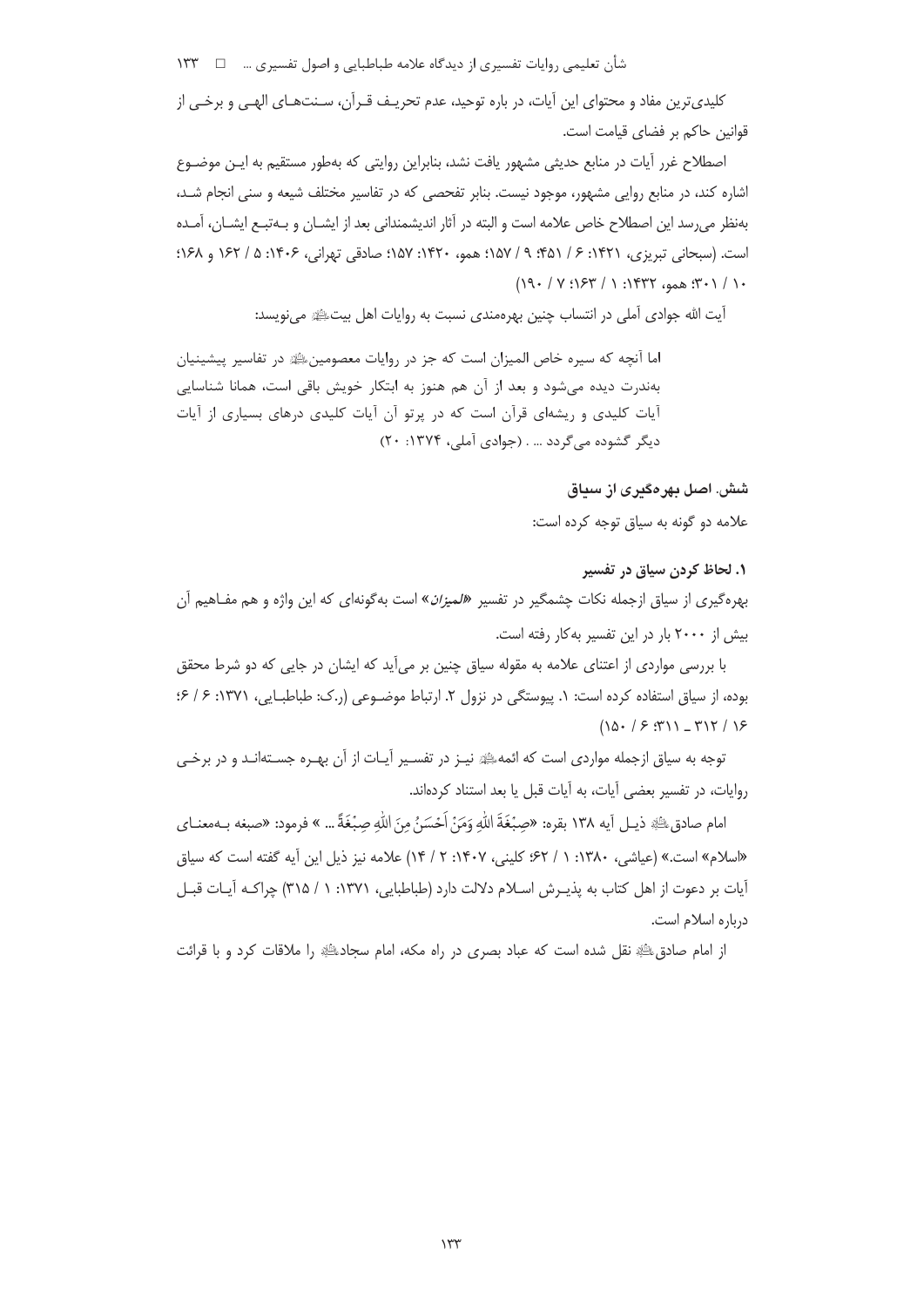کلیدی‌ترین مفاد و محتوای این آیات، در باره توحید، عدم تحریف قرآن، سنت‌های الهی و برخی از قوانین حاکم بر فضای قیامت است.

اصطلاح غرر آیات در منابع حدیثی مشهور یافت نشد، بنابراین روایتی که به‌طور مستقیم به این موضوع اشاره کند، در منابع روایی مشهور، موجود نیست. بنابر تفحصی که در تفاسیر مختلف شیعه و سنی انجام شد، به‌نظر می‌رسد این اصطلاح خاص علامه است و البته در آثار اندیشمندانی بعد از ایشان و به‌تبع ایشان، آمده است. (سبحانی تبریزی، ۱۴۲۱: ۶ / ۴۵۱؛ ۹ / ۱۵۷؛ همو، ۱۴۲۰: ۱۵۷؛ صادقی تهرانی، ۱۴۰۶: ۵ / ۱۶۲ و ۱۶۸؛ ۱۰ / ۳۰۱؛ همو، ۱۴۳۲: ۱ / ۱۶۳؛ ۷ / ۱۹۰)

آیت الله جوادی آملی در انتساب چنین بهره‌مندی نسبت به روایات اهل بیت علیهم السلام می‌نویسد:

> اما آنچه که سیره خاص المیزان است که جز در روایات معصومین علیهم السلام در تفاسیر پیشینیان به‌ندرت دیده می‌شود و بعد از آن هم هنوز به ابتکار خویش باقی است، همانا شناسایی آیات کلیدی و ریشه‌ای قرآن است که در پرتو آن آیات کلیدی درهای بسیاری از آیات دیگر گشوده می‌گردد ... . (جوادی آملی، ۱۳۷۴: ۲۰)

### شش. اصل بهره‌گیری از سیاق

علامه دو گونه به سیاق توجه کرده است:

#### ۱. لحاظ کردن سیاق در تفسیر

بهره‌گیری از سیاق ازجمله نکات چشمگیر در تفسیر «*المیزان*» است به‌گونه‌ای که این واژه و هم مفاهیم آن بیش از ۲۰۰۰ بار در این تفسیر به‌کار رفته است.

با بررسی مواردی از اعتنای علامه به مقوله سیاق چنین بر می‌آید که ایشان در جایی که دو شرط محقق بوده، از سیاق استفاده کرده است: ۱. پیوستگی در نزول ۲. ارتباط موضوعی (ر.ک: طباطبایی، ۱۳۷۱: ۶ / ۶؛ ۱۶ / ۳۱۲ ـ ۳۱۱؛ ۶ / ۱۵۰)

توجه به سیاق ازجمله مواردی است که ائمه علیهم السلام نیز در تفسیر آیات از آن بهره جسته‌اند و در برخی روایات، در تفسیر بعضی آیات، به آیات قبل یا بعد استناد کرده‌اند.

امام صادق علیه السلام ذیل آیه ۱۳۸ بقره: «صِبْغَةَ اللّهِ وَمَنْ أَحْسَنُ مِنَ اللّهِ صِبْغَةً ... » فرمود: «صبغه به‌معنای «اسلام» است.» (عیاشی، ۱۳۸۰: ۱ / ۶۲؛ کلینی، ۱۴۰۷: ۲ / ۱۴) علامه نیز ذیل این آیه گفته است که سیاق آیات بر دعوت از اهل کتاب به پذیرش اسلام دلالت دارد (طباطبایی، ۱۳۷۱: ۱ / ۳۱۵) چراکه آیات قبل درباره اسلام است.

از امام صادق علیه السلام نقل شده است که عباد بصری در راه مکه، امام سجاد علیه السلام را ملاقات کرد و با قرائت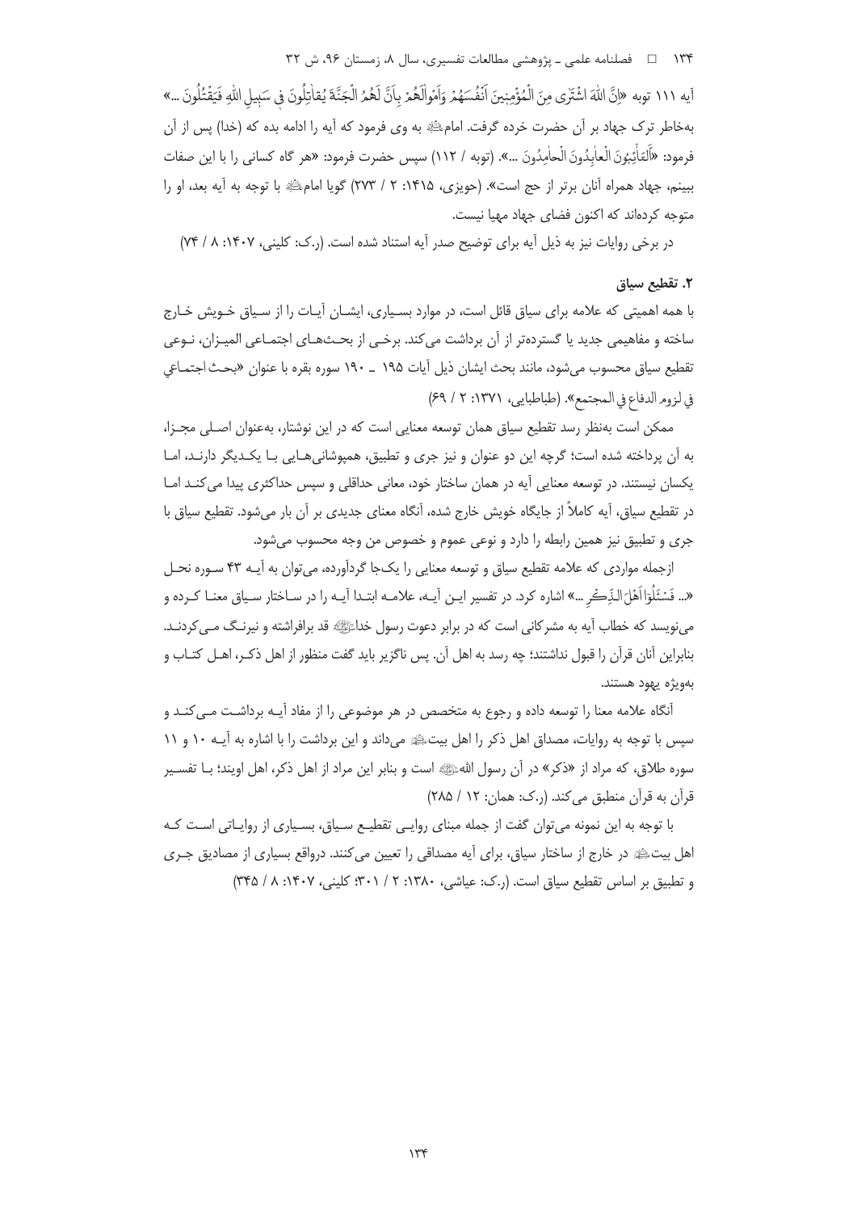آیه ۱۱۱ توبه «اِنَّ اللّٰهَ اشْتَرٰی مِنَ الْمُؤْمِنِینَ اَنْفُسَهُمْ وَاَمْوَالَهُمْ بِاَنَّ لَهُمُ الْجَنَّةَ یُقَاتِلُونَ فِی سَبِیلِ اللّٰهِ فَیَقْتُلُونَ ...» به‌خاطر ترک جهاد بر آن حضرت خرده گرفت. امام به وی فرمود که آیه را ادامه بده که (خدا) پس از آن فرمود: «اَلتَّائِبُونَ الْعَابِدُونَ الْحَامِدُونَ ...». (توبه / ۱۱۲) سپس حضرت فرمود: «هر گاه کسانی را با این صفات ببینم، جهاد همراه آنان برتر از حج است». (حویزی، ۱۴۱۵: ۲ / ۲۷۳) گویا امام با توجه به آیه بعد، او را متوجه کرده‌اند که اکنون فضای جهاد مهیا نیست.

در برخی روایات نیز به ذیل آیه برای توضیح صدر آیه استناد شده است. (ر.ک: کلینی، ۱۴۰۷: ۸ / ۷۴)

## ۲. تقطیع سیاق

با همه اهمیتی که علامه برای سیاق قائل است، در موارد بسیاری، ایشان آیات را از سیاق خویش خارج ساخته و مفاهیمی جدید یا گسترده‌تر از آن برداشت می‌کند. برخی از بحث‌های اجتماعی المیزان، نوعی تقطیع سیاق محسوب می‌شود، مانند بحث ایشان ذیل آیات ۱۹۵ ـ ۱۹۰ سوره بقره با عنوان «بحث اجتماعي في لزوم الدفاع في المجتمع». (طباطبایی، ۱۳۷۱: ۲ / ۶۹)

ممکن است به‌نظر رسد تقطیع سیاق همان توسعه معنایی است که در این نوشتار، به‌عنوان اصلی مجزا، به آن پرداخته شده است؛ گرچه این دو عنوان و نیز جری و تطبیق، همپوشانی‌هایی با یکدیگر دارند، اما یکسان نیستند. در توسعه معنایی آیه در همان ساختار خود، معانی حداقلی و سپس حداکثری پیدا می‌کند اما در تقطیع سیاق، آیه کاملاً از جایگاه خویش خارج شده، آنگاه معنای جدیدی بر آن بار می‌شود. تقطیع سیاق با جری و تطبیق نیز همین رابطه را دارد و نوعی عموم و خصوص من وجه محسوب می‌شود.

ازجمله مواردی که علامه تقطیع سیاق و توسعه معنایی را یک‌جا گردآورده، می‌توان به آیه ۴۳ سوره نحل «... فَسْئَلُوا اَهْلَ الذِّکْرِ ...» اشاره کرد. در تفسیر این آیه، علامه ابتدا آیه را در ساختار سیاق معنا کرده و می‌نویسد که خطاب آیه به مشرکانی است که در برابر دعوت رسول خدا قد برافراشته و نیرنگ می‌کردند. بنابراین آنان قرآن را قبول نداشتند؛ چه رسد به اهل آن. پس ناگزیر باید گفت منظور از اهل ذکر، اهل کتاب و به‌ویژه یهود هستند.

آنگاه علامه معنا را توسعه داده و رجوع به متخصص در هر موضوعی را از مفاد آیه برداشت می‌کند و سپس با توجه به روایات، مصداق اهل ذکر را اهل بیت می‌داند و این برداشت را با اشاره به آیه ۱۰ و ۱۱ سوره طلاق، که مراد از «ذکر» در آن رسول الله است و بنابر این مراد از اهل ذکر، اهل اویند؛ با تفسیر قرآن به قرآن منطبق می‌کند. (ر.ک: همان: ۱۲ / ۲۸۵)

با توجه به این نمونه می‌توان گفت از جمله مبنای روایی تقطیع سیاق، بسیاری از روایاتی است که اهل بیت در خارج از ساختار سیاق، برای آیه مصداقی را تعیین می‌کنند. درواقع بسیاری از مصادیق جری و تطبیق بر اساس تقطیع سیاق است. (ر.ک: عیاشی، ۱۳۸۰: ۲ / ۳۰۱؛ کلینی، ۱۴۰۷: ۸ / ۳۴۵)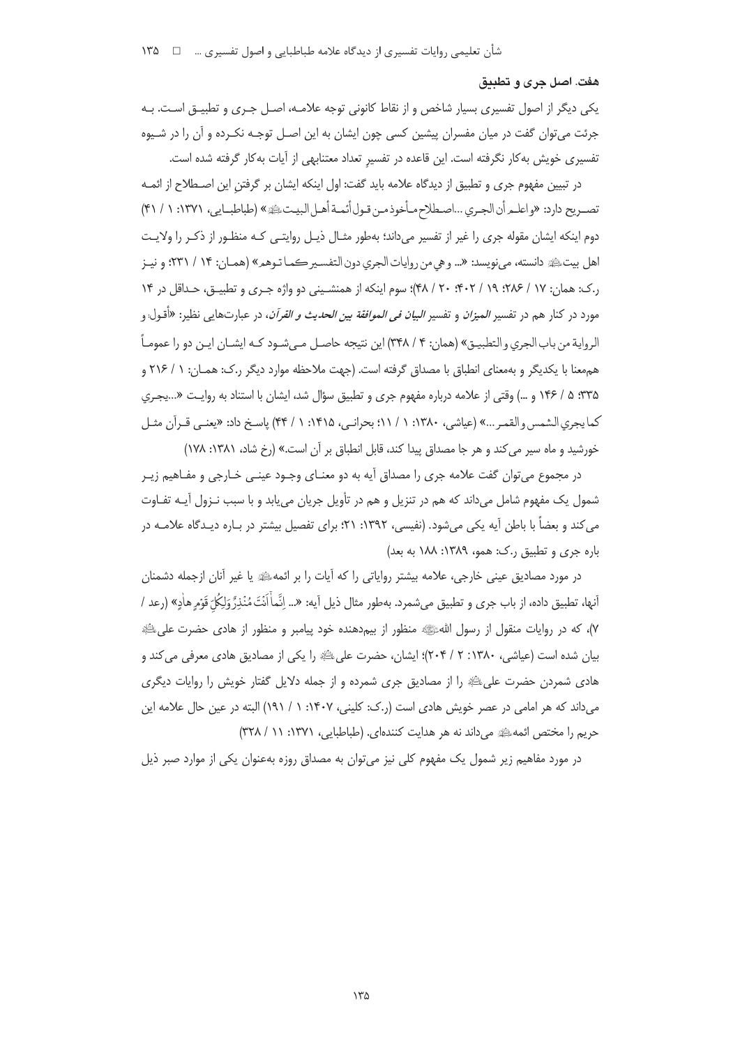### هفت. اصل جری و تطبیق

یکی دیگر از اصول تفسیری بسیار شاخص و از نقاط کانونی توجه علامه، اصل جری و تطبیق است. به جرئت می‌توان گفت در میان مفسران پیشین کسی چون ایشان به این اصل توجه نکرده و آن را در شیوه تفسیری خویش به‌کار نگرفته است. این قاعده در تفسیرِ تعداد معتنابهی از آیات به‌کار گرفته شده است.

در تبیین مفهوم جری و تطبیق از دیدگاه علامه باید گفت: اول اینکه ایشان بر گرفتنِ این اصطلاح از ائمه تصریح دارد: «واعلم أن الجري ...اصطلاح مأخوذ من قول أئمة أهل البيت﵈» (طباطبایی، ۱۳۷۱: ۱ / ۴۱) دوم اینکه ایشان مقوله جری را غیر از تفسیر می‌داند؛ به‌طور مثال ذیل روایتی که منظور از ذکر را ولایت اهل بیت﵈ دانسته، می‌نویسد: «... و هي من روايات الجري دون التفسير كما توهم» (همان: ۱۴ / ۲۳۱؛ و نیز ر.ک: همان: ۱۷ / ۲۸۶؛ ۱۹ / ۴۰۲؛ ۲۰ / ۴۸)؛ سوم اینکه از همنشینی دو واژه جری و تطبیق، حداقل در ۱۴ مورد در کنار هم در تفسیر *المیزان* و تفسیر *البیان فی الموافقة بین الحدیث و القرآن*، در عبارت‌هایی نظیر: «أقول: و الرواية من باب الجري و التطبيق» (همان: ۴ / ۳۴۸) این نتیجه حاصل می‌شود که ایشان این دو را عموماً هم‌معنا با یکدیگر و به‌معنای انطباق با مصداق گرفته است. (جهت ملاحظه موارد دیگر ر.ک: همان: ۱ / ۲۱۶ و ۳۳۵؛ ۵ / ۱۴۶ و ...) وقتی از علامه درباره مفهوم جری و تطبیق سؤال شد، ایشان با استناد به روایت «...يجري كما يجري الشمس و القمر...» (عیاشی، ۱۳۸۰: ۱ / ۱۱؛ بحرانی، ۱۴۱۵: ۱ / ۴۴) پاسخ داد: «یعنی قرآن مثل خورشید و ماه سیر می‌کند و هر جا مصداق پیدا کند، قابل انطباق بر آن است.» (رخ شاد، ۱۳۸۱: ۱۷۸)

در مجموع می‌توان گفت علامه جری را مصداق آیه به دو معنای وجود عینی خارجی و مفاهیم زیر شمول یک مفهوم شامل می‌داند که هم در تنزیل و هم در تأویل جریان می‌یابد و با سبب نزول آیه تفاوت می‌کند و بعضاً با باطن آیه یکی می‌شود. (نفیسی، ۱۳۹۲: ۲۱؛ برای تفصیل بیشتر در باره دیدگاه علامه در باره جری و تطبیق ر.ک: همو، ۱۳۸۹: ۱۸۸ به بعد)

در مورد مصادیق عینی خارجی، علامه بیشتر روایاتی را که آیات را بر ائمه﵈ یا غیر آنان ازجمله دشمنان آنها، تطبیق داده، از باب جری و تطبیق می‌شمرد. به‌طور مثال ذیل آیه: «... إِنَّمَا أَنْتَ مُنْذِرٌ وَلِكُلِّ قَوْمٍ هَادٍ» (رعد / ۷)، که در روایات منقول از رسول اللهﷺ منظور از بیم‌دهنده خود پیامبر و منظور از هادی حضرت علی﵇ بیان شده است (عیاشی، ۱۳۸۰: ۲ / ۲۰۴)؛ ایشان، حضرت علی﵇ را یکی از مصادیق هادی معرفی می‌کند و هادی شمردن حضرت علی﵇ را از مصادیق جری شمرده و از جمله دلایل گفتار خویش از روایات دیگری می‌داند که هر امامی در عصر خویش هادی است (ر.ک: کلینی، ۱۴۰۷: ۱ / ۱۹۱) البته در عین حال علامه این حریم را مختص ائمه﵈ می‌داند نه هر هدایت کننده‌ای. (طباطبایی، ۱۳۷۱: ۱۱ / ۳۲۸)

در مورد مفاهیم زیر شمول یک مفهوم کلی نیز می‌توان به مصداق روزه به‌عنوان یکی از موارد صبر ذیل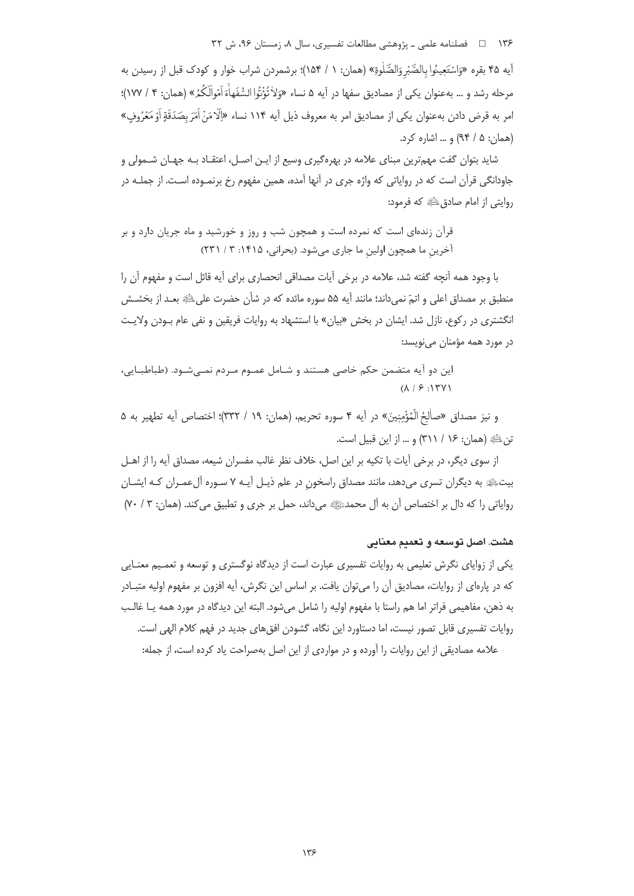آیه ۴۵ بقره «وَاسْتَعِينُوا بِالصَّبْرِ وَالصَّلٰوةِ» (همان: ۱ / ۱۵۴)؛ برشمردن شراب خوار و کودک قبل از رسیدن به مرحله رشد و ... به‌عنوان یکی از مصادیق سفها در آیه ۵ نساء «وَلَا تُؤْتُوا السُّفَهَاۤءَ اَمْوَالَكُمُ» (همان: ۴ / ۱۷۷)؛ امر به قرض دادن به‌عنوان یکی از مصادیق امر به معروف ذیل آیه ۱۱۴ نساء «اِلَّا مَنْ اَمَرَ بِصَدَقَةٍ اَوْ مَعْرُوفٍ» (همان: ۵ / ۹۴) و ... اشاره کرد.

شاید بتوان گفت مهم‌ترین مبنای علامه در بهره‌گیری وسیع از این اصل، اعتقاد به جهان شمولی و جاودانگی قرآن است که در روایاتی که واژه جری در آنها آمده، همین مفهوم رخ برنموده است. از جمله در روایتی از امام صادق علیه‌السلام که فرمود:

> قرآن زنده‌ای است که نمرده است و همچون شب و روز و خورشید و ماه جریان دارد و بر آخرینِ ما همچون اولینِ ما جاری می‌شود. (بحرانی، ۱۴۱۵: ۳ / ۲۳۱)

با وجود همه آنچه گفته شد، علامه در برخی آیات مصداقی انحصاری برای آیه قائل است و مفهوم آن را منطبق بر مصداق اعلی و اتمّ نمی‌داند؛ مانند آیه ۵۵ سوره مائده که در شأن حضرت علی علیه‌السلام بعد از بخشش انگشتری در رکوع، نازل شد. ایشان در بخش «بیان» با استشهاد به روایات فریقین و نفی عام بودن ولایت در مورد همه مؤمنان می‌نویسد:

> این دو آیه متضمن حکم خاصی هستند و شامل عموم مردم نمی‌شود. (طباطبایی، ۱۳۷۱: ۶ / ۸)

و نیز مصداق «صَالِحُ الْمُؤْمِنِينَ» در آیه ۴ سوره تحریم، (همان: ۱۹ / ۳۳۲)؛ اختصاص آیه تطهیر به ۵ تن علیهم‌السلام (همان: ۱۶ / ۳۱۱) و ... از این قبیل است.

از سوی دیگر، در برخی آیات با تکیه بر این اصل، خلاف نظر غالب مفسران شیعه، مصداق آیه را از اهل بیت علیهم‌السلام به دیگران تسری می‌دهد، مانند مصداق راسخون در علم ذیل آیه ۷ سوره آل‌عمران که ایشان روایاتی را که دال بر اختصاص آن به آل محمد صلی‌الله‌علیه‌وآله می‌داند، حمل بر جری و تطبیق می‌کند. (همان: ۳ / ۷۰)

### هشت. اصل توسعه و تعمیم معنایی

یکی از زوایای نگرش تعلیمی به روایات تفسیری عبارت است از دیدگاه نوگستری و توسعه و تعمیم معنایی که در پاره‌ای از روایات، مصادیق آن را می‌توان یافت. بر اساس این نگرش، آیه افزون بر مفهوم اولیه متبادر به ذهن، مفاهیمی فراتر اما هم راستا با مفهوم اولیه را شامل می‌شود. البته این دیدگاه در مورد همه یا غالب روایات تفسیری قابل تصور نیست، اما دستاورد این نگاه، گشودن افق‌های جدید در فهم کلام الهی است.

علامه مصادیقی از این روایات را آورده و در مواردی از این اصل به‌صراحت یاد کرده است، از جمله: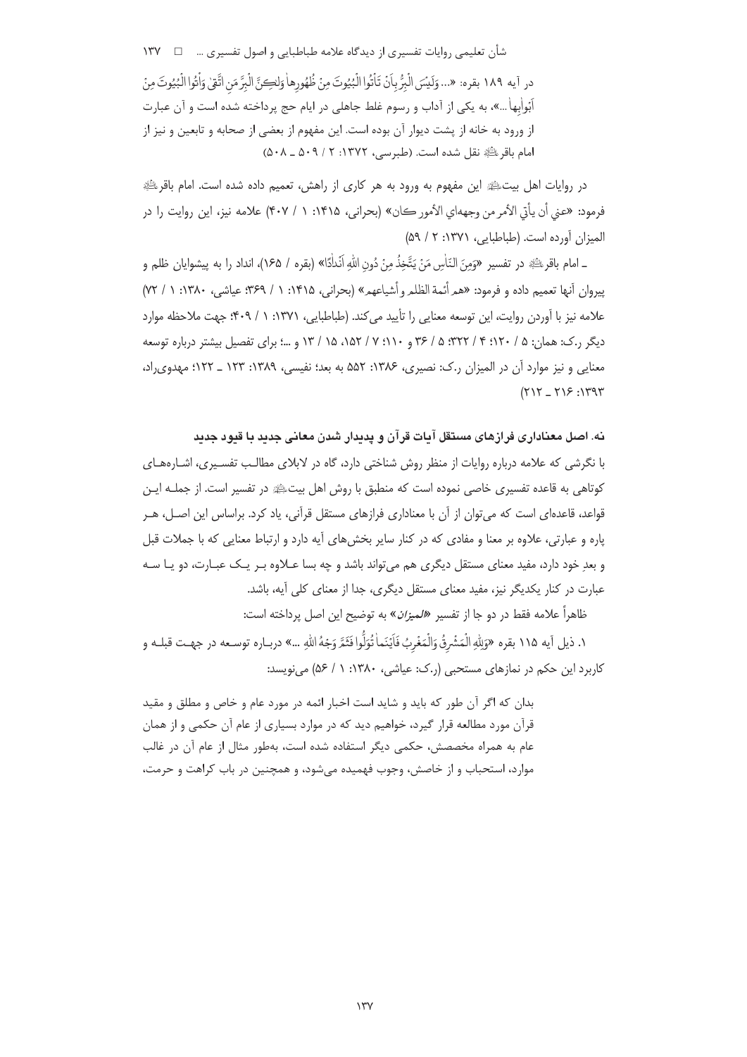در آیه ۱۸۹ بقره: «...وَلَيْسَ الْبِرُّ بِأَنْ تَأْتُوا الْبُيُوتَ مِنْ ظُهُورِها وَلٰكِنَّ الْبِرَّ مَنِ اتَّقىٰ وَأْتُوا الْبُيُوتَ مِنْ أَبْوابِها ...»، به یکی از آداب و رسوم غلط جاهلی در ایام حج پرداخته شده است و آن عبارت از ورود به خانه از پشت دیوار آن بوده است. این مفهوم از بعضی از صحابه و تابعین و نیز از امام باقرؑ نقل شده است. (طبرسی، ۱۳۷۲: ۲ / ۵۰۹ ـ ۵۰۸)

در روایات اهل بیتؑ این مفهوم به ورود به هر کاری از راهش، تعمیم داده شده است. امام باقرؑ فرمود: «عني أن يأتي الأمر من وجهه‌اي الأمور كان» (بحرانی، ۱۴۱۵: ۱ / ۴۰۷) علامه نیز، این روایت را در المیزان آورده است. (طباطبایی، ۱۳۷۱: ۲ / ۵۹)

ـ امام باقرؑ در تفسیر «وَمِنَ النَّاسِ مَنْ يَتَّخِذُ مِنْ دُونِ اللَّهِ أَنْدَادًا» (بقره / ۱۶۵)، انداد را به پیشوایان ظلم و پیروان آنها تعمیم داده و فرمود: «هم أئمة الظلم وأشياعهم» (بحرانی، ۱۴۱۵: ۱ / ۳۶۹؛ عیاشی، ۱۳۸۰: ۱ / ۷۲) علامه نیز با آوردن روایت، این توسعه معنایی را تأیید می‌کند. (طباطبایی، ۱۳۷۱: ۱ / ۴۰۹؛ جهت ملاحظه موارد دیگر ر.ک: همان: ۵ / ۱۲۰؛ ۴ / ۳۲۲؛ ۵ / ۳۶ و ۱۱۰؛ ۷ / ۱۵۲، ۱۵ / ۱۳ و ...؛ برای تفصیل بیشتر درباره توسعه معنایی و نیز موارد آن در المیزان ر.ک: نصیری، ۱۳۸۶: ۵۵۲ به بعد؛ نفیسی، ۱۳۸۹: ۱۲۳ ـ ۱۲۲؛ مهدوی‌راد، ۱۳۹۳: ۲۱۶ ـ ۲۱۲)

### نه. اصل معناداری فرازهای مستقل آیات قرآن و پدیدار شدن معانی جدید با قیود جدید

با نگرشی که علامه درباره روایات از منظر روش شناختی دارد، گاه در لابلای مطالب تفسیری، اشاره‌های کوتاهی به قاعده تفسیری خاصی نموده است که منطبق با روش اهل بیتؑ در تفسیر است. از جمله این قواعد، قاعده‌ای است که می‌توان از آن با معناداری فرازهای مستقل قرآنی، یاد کرد. براساس این اصل، هر پاره و عبارتی، علاوه بر معنا و مفادی که در کنار سایر بخش‌های آیه دارد و ارتباط معنایی که با جملات قبل و بعدِ خود دارد، مفید معنای مستقل دیگری هم می‌تواند باشد و چه بسا علاوه بر یک عبارت، دو یا سه عبارت در کنار یکدیگر نیز، مفید معنای مستقل دیگری، جدا از معنای کلی آیه، باشد.

ظاهراً علامه فقط در دو جا از تفسیر *«المیزان»* به توضیح این اصل پرداخته است:

۱. ذیل آیه ۱۱۵ بقره «وَلِلَّهِ الْمَشْرِقُ وَالْمَغْرِبُ فَأَيْنَمَا تُوَلُّوا فَثَمَّ وَجْهُ اللَّهِ ...» درباره توسعه در جهت قبله و کاربرد این حکم در نمازهای مستحبی (ر.ک: عیاشی، ۱۳۸۰: ۱ / ۵۶) می‌نویسد:

> بدان که اگر آن طور که باید و شاید است اخبار ائمه در مورد عام و خاص و مطلق و مقید قرآن مورد مطالعه قرار گیرد، خواهیم دید که در موارد بسیاری از عام آن حکمی و از همان عام به همراه مخصصش، حکمی دیگر استفاده شده است، به‌طور مثال از عام آن در غالب موارد، استحباب و از خاصش، وجوب فهمیده می‌شود، و همچنین در باب کراهت و حرمت،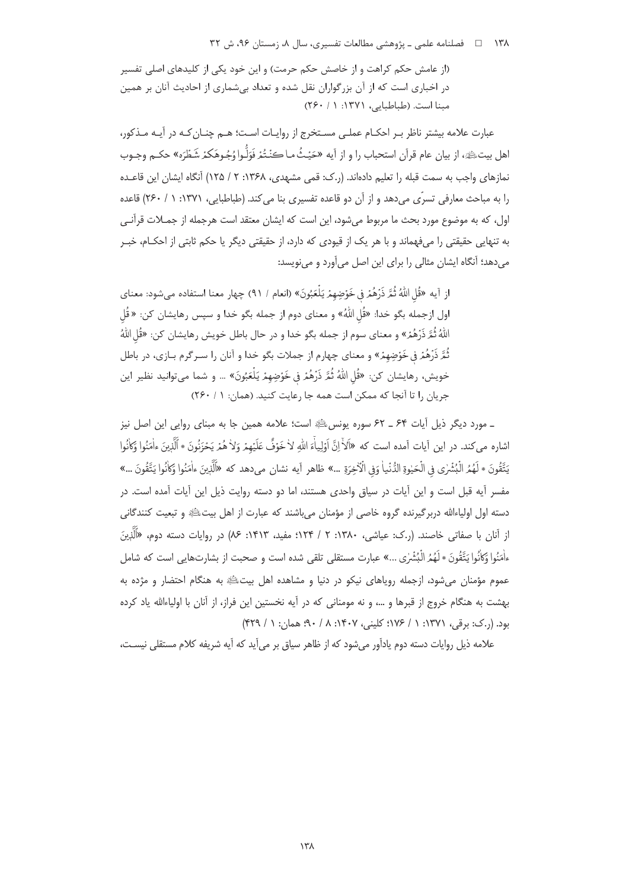(از عامش حکم کراهت و از خاصش حکم حرمت) و این خود یکی از کلیدهای اصلی تفسیر در اخباری است که از آن بزرگواران نقل شده و تعداد بی‌شماری از احادیث آنان بر همین مبنا است. (طباطبایی، ۱۳۷۱: ۱ / ۲۶۰)

عبارت علامه بیشتر ناظر بـر احکـام عملـی مسـتخرج از روایـات اسـت؛ هـم چنـان‌کـه در آیـه مـذکور، اهل بیت﵇، از بیان عام قرآن استحباب را و از آیه «حَيْثُ ما كُنْتُمْ فَوَلُّوا وُجُوهَكُمْ شَطْرَه» حکـم وجـوب نمازهای واجب به سمت قبله را تعلیم داده‌اند. (ر.ک: قمی مشهدی، ۱۳۶۸: ۲ / ۱۲۵) آنگاه ایشان این قاعـده را به مباحث معارفی تسرّی می‌دهد و از آن دو قاعده تفسیری بنا می‌کند. (طباطبایی، ۱۳۷۱: ۱ / ۲۶۰) قاعده اول، که به موضوع مورد بحث ما مربوط می‌شود، این است که ایشان معتقد است هرجمله از جمـلات قرآنـی به تنهایی حقیقتی را می‌فهماند و با هر یک از قیودی که دارد، از حقیقتی دیگر یا حکم ثابتی از احکـام، خبـر می‌دهد؛ آنگاه ایشان مثالی را برای این اصل می‌آورد و می‌نویسد:

> از آیه «قُلِ اللهُ ثُمَّ ذَرْهُمْ فِي خَوْضِهِمْ يَلْعَبُونَ» (انعام / ۹۱) چهار معنا استفاده می‌شود: معنای اول ازجمله بگو خدا: «قُلِ اللهُ» و معنای دوم از جمله بگو خدا و سپس رهایشان کن: «قُلِ اللهُ ثُمَّ ذَرْهُمْ» و معنای سوم از جمله بگو خدا و در حال باطل خویش رهایشان کن: «قُلِ اللهُ ثُمَّ ذَرْهُمْ فِي خَوْضِهِمْ» و معنای چهارم از جملات بگو خدا و آنان را سـرگرم بـازی، در باطل خویش، رهایشان کن: «قُلِ اللهُ ثُمَّ ذَرْهُمْ فِي خَوْضِهِمْ يَلْعَبُونَ» ... و شما می‌توانید نظیر این جریان را تا آنجا که ممکن است همه جا رعایت کنید. (همان: ۱ / ۲۶۰)

ـ مورد دیگر ذیل آیات ۶۴ ـ ۶۲ سوره یونس﵇ است؛ علامه همین جا به مبنای روایی این اصل نیز اشاره می‌کند. در این آیات آمده است که «أَلاٰ إِنَّ أَوْلِيٰاءَ اللّٰهِ لاٰ خَوْفٌ عَلَيْهِمْ وَلاٰ هُمْ يَحْزَنُونَ * اَلَّذِينَ آمَنُوا وَكانُوا يَتَّقُونَ * لَهُمُ الْبُشْرىٰ فِي الْحَيٰوةِ الدُّنْيٰا وَفِي الْآخِرَةِ ...» ظاهر آیه نشان می‌دهد که «اَلَّذِينَ آمَنُوا وَكانُوا يَتَّقُونَ ...» مفسر آیه قبل است و این آیات در سیاق واحدی هستند، اما دو دسته روایت ذیل این آیات آمده است. در دسته اول اولیاءالله دربرگیرنده گروه خاصی از مؤمنان می‌باشند که عبارت از اهل بیت﵇ و تبعیت کنندگانی از آنان با صفاتی خاصند. (ر.ک: عیاشی، ۱۳۸۰: ۲ / ۱۲۴؛ مفید، ۱۴۱۳: ۸۶) در روایات دسته دوم، «اَلَّذِينَ آمَنُوا وَكانُوا يَتَّقُونَ * لَهُمُ الْبُشْرىٰ ...» عبارت مستقلی تلقی شده است و صحبت از بشارت‌هایی است که شامل عموم مؤمنان می‌شود، ازجمله رویاهای نیکو در دنیا و مشاهده اهل بیت﵇ به هنگام احتضار و مژده به بهشت به هنگام خروج از قبرها و ...، و نه مومنانی که در آیه نخستین این فراز، از آنان با اولیاءالله یاد کرده بود. (ر.ک: برقی، ۱۳۷۱: ۱ / ۱۷۶؛ کلینی، ۱۴۰۷: ۸ / ۹۰؛ همان: ۱ / ۴۲۹)

علامه ذیل روایات دسته دوم یادآور می‌شود که از ظاهر سیاق بر می‌آید که آیه شریفه کلام مستقلی نیسـت،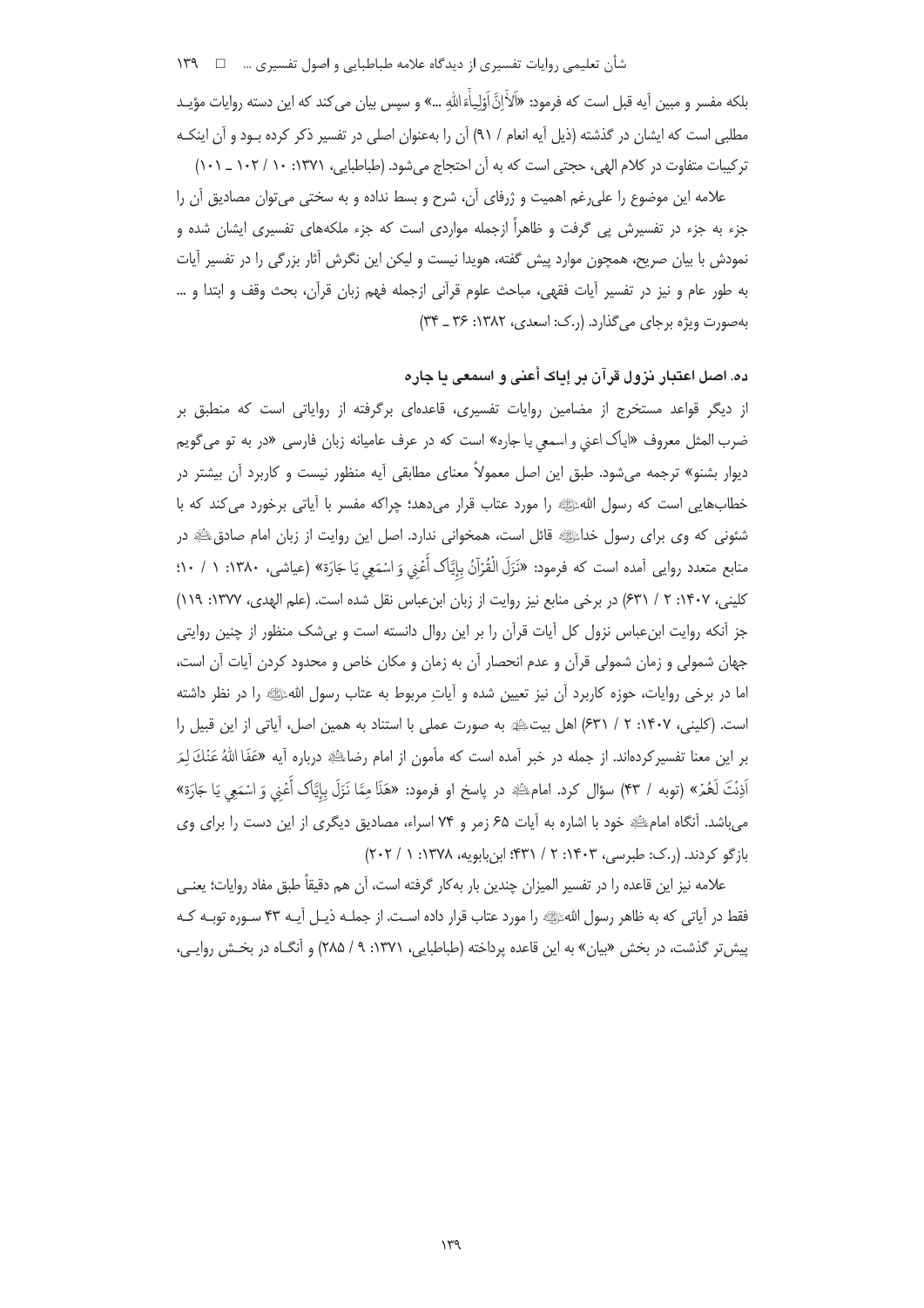بلکه مفسر و مبین آیه قبل است که فرمود: «اَلاَ اِنَّ اَوْلِیاءَ اللهِ ...» و سپس بیان می‌کند که این دسته روایات مؤید مطلبی است که ایشان در گذشته (ذیل آیه انعام / ۹۱) آن را به‌عنوان اصلی در تفسیر ذکر کرده بـود و آن اینکـه ترکیبات متفاوت در کلام الهی، حجتی است که به آن احتجاج می‌شود. (طباطبایی، ۱۳۷۱: ۱۰ / ۱۰۲ ـ ۱۰۱)

علامه این موضوع را علی‌رغم اهمیت و ژرفای آن، شرح و بسط نداده و به سختی می‌توان مصادیق آن را جزء به جزء در تفسیرش پی گرفت و ظاهراً ازجمله مواردی است که جزء ملکه‌های تفسیری ایشان شده و نمودش با بیان صریح، همچون موارد پیش گفته، هویدا نیست و لیکن این نگرش آثار بزرگی را در تفسیر آیات به طور عام و نیز در تفسیر آیات فقهی، مباحث علوم قرآنی ازجمله فهم زبان قرآن، بحث وقف و ابتدا و ... به‌صورت ویژه برجای می‌گذارد. (ر.ک: اسعدی، ۱۳۸۲: ۳۶ ـ ۳۴)

## ده. اصل اعتبار نزول قرآن بر إیاک أعنی و اسمعی یا جاره

از دیگر قواعد مستخرج از مضامین روایات تفسیری، قاعده‌ای برگرفته از روایاتی است که منطبق بر ضرب المثل معروف «ایاک اعني و اسمعي یا جاره» است که در عرف عامیانه زبان فارسی «در به تو می‌گویم دیوار بشنو» ترجمه می‌شود. طبق این اصل معمولاً معنای مطابقی آیه منظور نیست و کاربرد آن بیشتر در خطاب‌هایی است که رسول اللهﷺ را مورد عتاب قرار می‌دهد؛ چراکه مفسر با آیاتی برخورد می‌کند که با شئونی که وی برای رسول خداﷺ قائل است، همخوانی ندارد. اصل این روایت از زبان امام صادقؑ در منابع متعدد روایی آمده است که فرمود: «نَزَلَ الْقُرْآنُ بِإِيَّاکَ أَعْنِي وَ اسْمَعِي يَا جَارَة» (عیاشی، ۱۳۸۰: ۱ / ۱۰؛ کلینی، ۱۴۰۷: ۲ / ۶۳۱) در برخی منابع نیز روایت از زبان ابن‌عباس نقل شده است. (علم الهدی، ۱۳۷۷: ۱۱۹) جز آنکه روایت ابن‌عباس نزول کل آیات قرآن را بر این روال دانسته است و بی‌شک منظور از چنین روایتی جهان شمولی و زمان شمولی قرآن و عدم انحصار آن به زمان و مکان خاص و محدود کردن آیات آن است، اما در برخی روایات، حوزه کاربرد آن نیز تعیین شده و آیاتِ مربوط به عتاب رسول اللهﷺ را در نظر داشته است. (کلینی، ۱۴۰۷: ۲ / ۶۳۱) اهل بیتؑ به صورت عملی با استناد به همین اصل، آیاتی از این قبیل را بر این معنا تفسیرکرده‌اند. از جمله در خبر آمده است که مأمون از امام رضاؑ درباره آیه «عَفَا اللهُ عَنْکَ لِمَ اَذِنْتَ لَهُمْ» (توبه / ۴۳) سؤال کرد. امامؑ در پاسخ او فرمود: «هَذَا مِمَّا نَزَلَ بِإِيَّاکَ أَعْنِي وَ اسْمَعِي يَا جَارَة» می‌باشد. آنگاه امامؑ خود با اشاره به آیات ۶۵ زمر و ۷۴ اسراء، مصادیق دیگری از این دست را برای وی بازگو کردند. (ر.ک: طبرسی، ۱۴۰۳: ۲ / ۴۳۱؛ ابن‌بابویه، ۱۳۷۸: ۱ / ۲۰۲)

علامه نیز این قاعده را در تفسیر المیزان چندین بار به‌کار گرفته است، آن هم دقیقاً طبق مفاد روایات؛ یعنـی فقط در آیاتی که به ظاهر رسول اللهﷺ را مورد عتاب قرار داده اسـت. از جملـه ذیـل آیـه ۴۳ سـوره توبـه کـه پیش‌تر گذشت، در بخش «بیان» به این قاعده پرداخته (طباطبایی، ۱۳۷۱: ۹ / ۲۸۵) و آنگـاه در بخـش روایـی،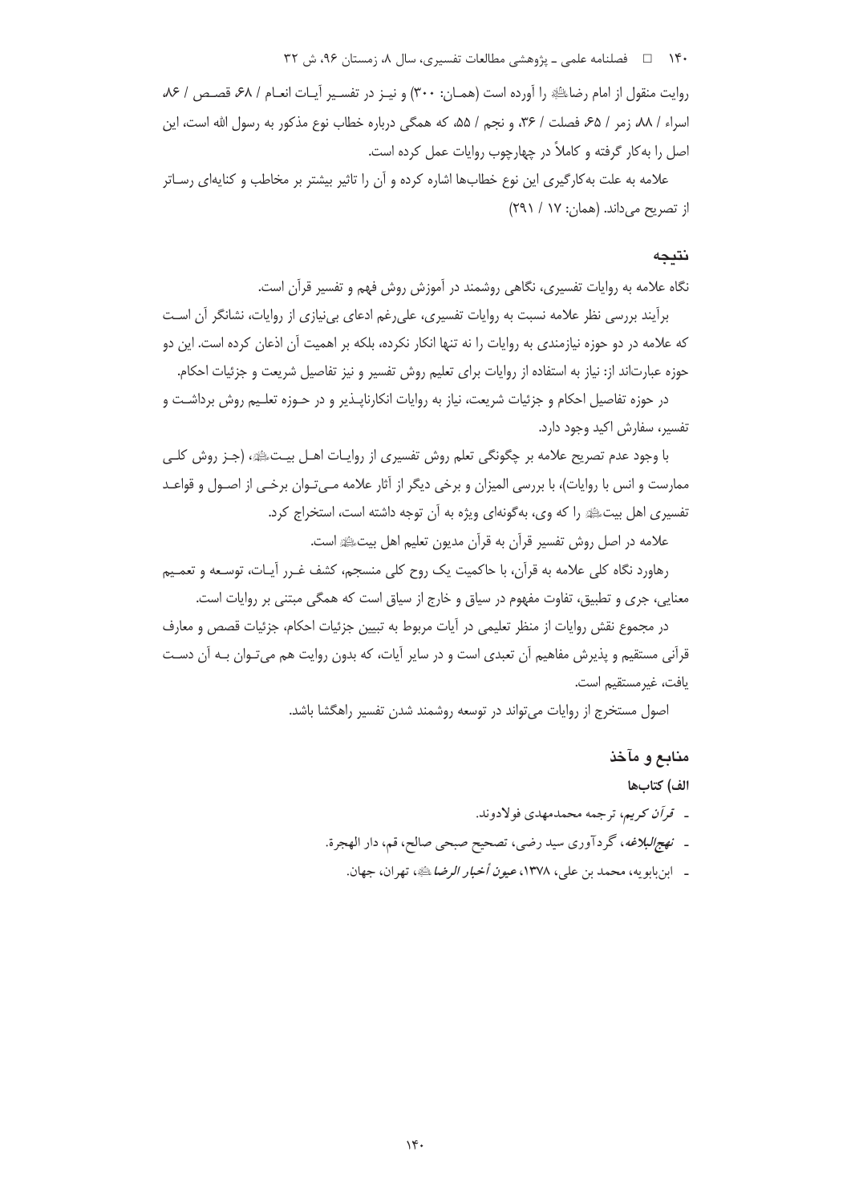روایت منقول از امام رضاؑ را آورده است (همان: ۳۰۰) و نیز در تفسیر آیات انعام / ۶۸، قصص / ۸۶، اسراء / ۸۸، زمر / ۶۵، فصلت / ۳۶، و نجم / ۵۵، که همگی درباره خطاب نوع مذکور به رسول الله است، این اصل را به‌کار گرفته و کاملاً در چهارچوب روایات عمل کرده است.

علامه به علت به‌کارگیری این نوع خطاب‌ها اشاره کرده و آن را تاثیر بیشتر بر مخاطب و کنایه‌ای رساتر از تصریح می‌داند. (همان: ۱۷ / ۲۹۱)

## نتیجه

نگاه علامه به روایات تفسیری، نگاهی روشمند در آموزش روش فهم و تفسیر قرآن است.

برآیند بررسی نظر علامه نسبت به روایات تفسیری، علی‌رغم ادعای بی‌نیازی از روایات، نشانگر آن است که علامه در دو حوزه نیازمندی به روایات را نه تنها انکار نکرده، بلکه بر اهمیت آن اذعان کرده است. این دو حوزه عبارت‌اند از: نیاز به استفاده از روایات برای تعلیم روش تفسیر و نیز تفاصیل شریعت و جزئیات احکام.

در حوزه تفاصیل احکام و جزئیات شریعت، نیاز به روایات انکارناپذیر و در حوزه تعلیم روش برداشت و تفسیر، سفارش اکید وجود دارد.

با وجود عدم تصریح علامه بر چگونگی تعلم روش تفسیری از روایات اهل بیتؑ، (جز روش کلی ممارست و انس با روایات)، با بررسی المیزان و برخی دیگر از آثار علامه می‌توان برخی از اصول و قواعد تفسیری اهل بیتؑ را که وی، به‌گونه‌ای ویژه به آن توجه داشته است، استخراج کرد.

علامه در اصل روش تفسیر قرآن به قرآن مدیون تعلیم اهل بیتؑ است.

رهاورد نگاه کلی علامه به قرآن، با حاکمیت یک روح کلی منسجم، کشف غرر آیات، توسعه و تعمیم معنایی، جری و تطبیق، تفاوت مفهوم در سیاق و خارج از سیاق است که همگی مبتنی بر روایات است.

در مجموع نقش روایات از منظر تعلیمی در آیات مربوط به تبیین جزئیات احکام، جزئیات قصص و معارف قرآنی مستقیم و پذیرش مفاهیم آن تعبدی است و در سایر آیات، که بدون روایت هم می‌توان به آن دست یافت، غیرمستقیم است.

اصول مستخرج از روایات می‌تواند در توسعه روشمند شدن تفسیر راهگشا باشد.

## منابع و مآخذ

### الف) کتاب‌ها

- *قرآن کریم*، ترجمه محمدمهدی فولادوند.
- *نهج‌البلاغه*، گردآوری سید رضی، تصحیح صبحی صالح، قم، دار الهجرة.
- ابن‌بابویه، محمد بن علی، ۱۳۷۸، *عیون أخبار الرضا*ؑ، تهران، جهان.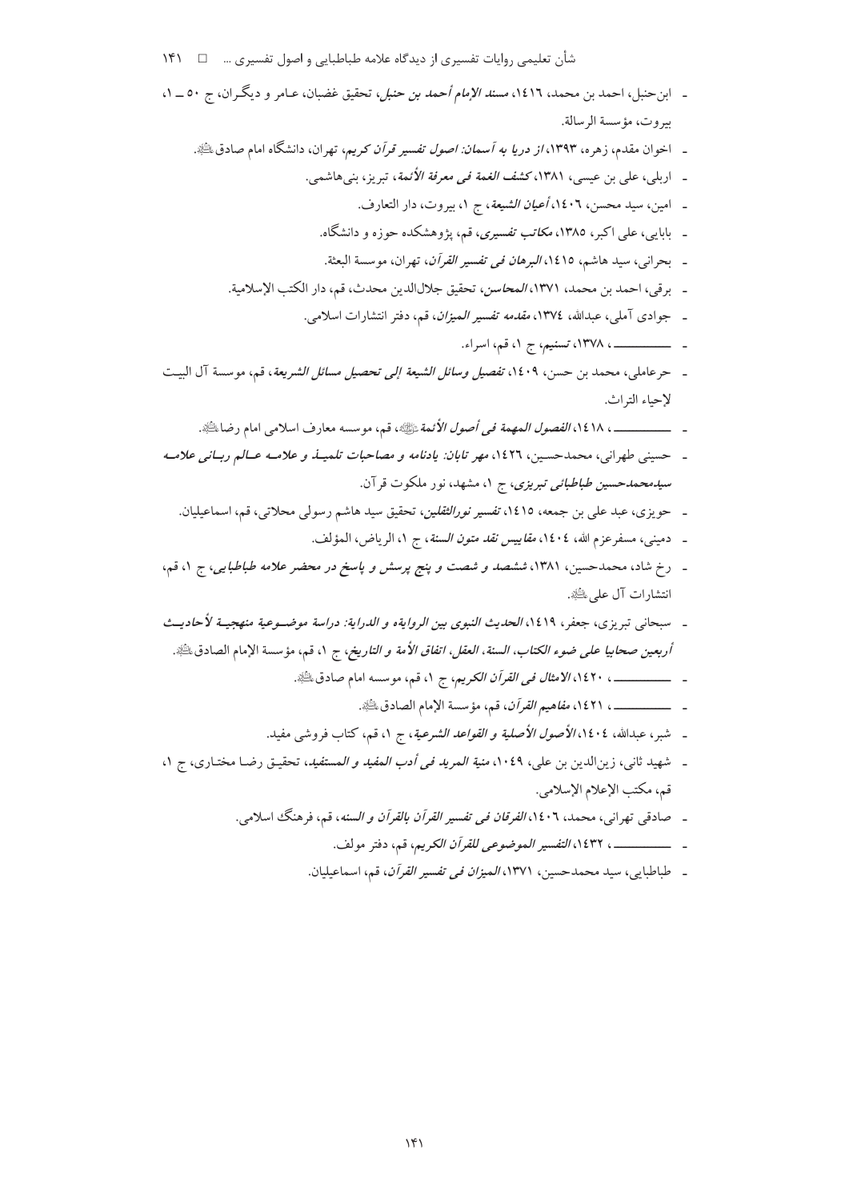- ابن‌حنبل، احمد بن محمد، ۱٤۱٦، *مسند الإمام أحمد بن حنبل*، تحقيق غضبان، عـامر و ديگـران، ج ۵۰ ـ ۱، بيروت، مؤسسة الرسالة.
- اخوان مقدم، زهره، ۱۳۹۳، *از دريا به آسمان: اصول تفسير قرآن كريم*، تهران، دانشگاه امام صادق ﷺ.
- اربلى، على بن عيسى، ۱۳۸۱، *كشف الغمة فى معرفة الأئمة*، تبريز، بنى‌هاشمى.
- امين، سيد محسن، ۱٤۰٦، *أعيان الشيعة*، ج ۱، بيروت، دار التعارف.
- بابايى، على اكبر، ۱۳۸۵، *مكاتب تفسيرى*، قم، پژوهشكده حوزه و دانشگاه.
- بحرانى، سيد هاشم، ۱٤۱۵، *البرهان فى تفسير القرآن*، تهران، موسسة البعثة.
- برقى، احمد بن محمد، ۱۳۷۱، *المحاسن*، تحقيق جلال‌الدين محدث، قم، دار الكتب الإسلامية.
- جوادى آملى، عبدالله، ۱۳۷٤، *مقدمه تفسير الميزان*، قم، دفتر انتشارات اسلامى.
- ـــــــــــــــ، ۱۳۷۸، *تسنيم*، ج ۱، قم، اسراء.
- حرعاملى، محمد بن حسن، ۱٤۰۹، *تفصيل وسائل الشيعة إلى تحصيل مسائل الشريعة*، قم، موسسة آل البيـت لإحياء التراث.
- ـــــــــــــــ، ۱٤۱۸، *الفصول المهمة فى أصول الأئمة* ﷺ، قم، موسسه معارف اسلامى امام رضا ﷺ.
- حسينى طهرانى، محمدحسـين، ۱٤۲٦، *مهر تابان: يادنامه و مصاحبات تلميـذ و علامـه عـالم ربـانى علامـه سيدمحمدحسين طباطبائى تبريزى*، ج ۱، مشهد، نور ملكوت قرآن.
- حويزى، عبد على بن جمعه، ۱٤۱۵، *تفسير نورالثقلين*، تحقيق سيد هاشم رسولى محلاتى، قم، اسماعيليان.
- دمينى، مسفرعزم الله، ۱٤۰٤، *مقاييس نقد متون السنة*، ج ۱، الرياض، المؤلف.
- رخ شاد، محمدحسين، ۱۳۸۱، *ششصد و شصت و پنج پرسش و پاسخ در محضر علامه طباطبايى*، ج ۱، قم، انتشارات آل على ﷺ.
- سبحانى تبريزى، جعفر، ۱٤۱۹، *الحديث النبوى بين الرواية و الدراية: دراسة موضـوعية منهجيـة لأحاديـث أربعين صحابيا على ضوء الكتاب، السنة، العقل، اتفاق الأمة و التاريخ*، ج ۱، قم، مؤسسة الإمام الصادق ﷺ.
- ـــــــــــــــ، ۱٤۲۰، *الامثال فى القرآن الكريم*، ج ۱، قم، موسسه امام صادق ﷺ.
- ـــــــــــــــ، ۱٤۲۱، *مفاهيم القرآن*، قم، مؤسسة الإمام الصادق ﷺ.
- شبر، عبدالله، ۱٤۰٤، *الأصول الأصلية و القواعد الشرعية*، ج ۱، قم، كتاب فروشى مفيد.
- شهيد ثانى، زين‌الدين بن على، ۱۰٤۹، *منية المريد فى أدب المفيد و المستفيد*، تحقيـق رضـا مختـارى، ج ۱، قم، مكتب الإعلام الإسلامى.
- صادقى تهرانى، محمد، ۱٤۰٦، *الفرقان فى تفسير القرآن بالقرآن و السنه*، قم، فرهنگ اسلامى.
- ـــــــــــــــ، ۱٤۳۲، *التفسير الموضوعى للقرآن الكريم*، قم، دفتر مولف.
- طباطبايى، سيد محمدحسين، ۱۳۷۱، *الميزان فى تفسير القرآن*، قم، اسماعيليان.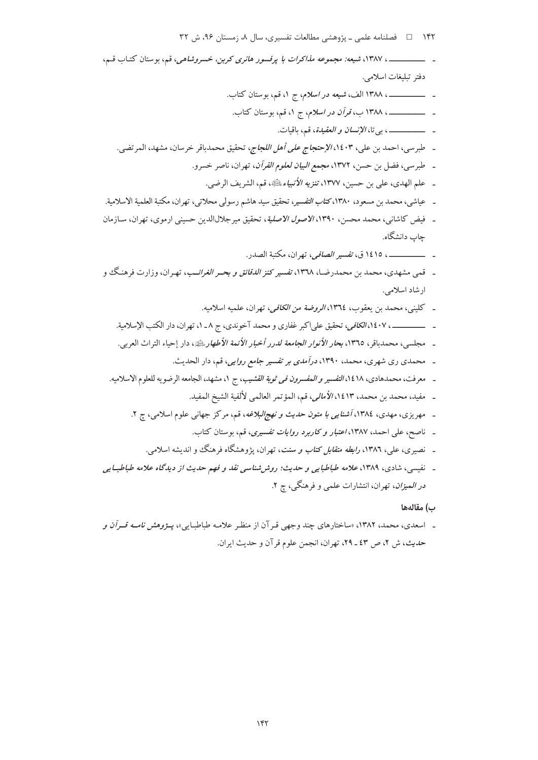- ــــــــــــــــ ، ۱۳۸۷، *شیعه: مجموعه مذاکرات با پرفسور هانری کربن، خسروشاهی*، قم، بوستان کتـاب قـم، دفتر تبلیغات اسلامی.
- ــــــــــــــــ ، ۱۳۸۸ الف، *شیعه در اسلام*، ج ۱، قم، بوستان کتاب.
- ــــــــــــــــ ، ۱۳۸۸ ب، *قرآن در اسلام*، ج ۱، قم، بوستان کتاب.
- ــــــــــــــــ ، بی تا، *الإنسان و العقیدة*، قم، باقیات.
- طبرسی، احمد بن علی، ۱٤۰۳، *الإحتجاج علی أهل اللجاج*، تحقیق محمدباقر خرسان، مشهد، المرتضی.
- طبرسی، فضل بن حسن، ۱۳۷۲، *مجمع البیان لعلوم القرآن*، تهران، ناصر خسرو.
- علم الهدی، علی بن حسین، ۱۳۷۷، *تنزیه الأنبیاء*ﷺ، قم، الشریف الرضی.
- عیاشی، محمد بن مسعود، ۱۳۸۰، *کتاب التفسیر*، تحقیق سید هاشم رسولی محلاتی، تهران، مکتبة العلمیة الاسلامیة.
- فیض کاشانی، محمد محسن، ۱۳۹۰، *الاصول الاصلیة*، تحقیق میرجلال‌الدین حسینی ارموی، تهران، سـازمان چاپ دانشگاه.
- ــــــــــــــــ ، ۱٤۱۵ ق، *تفسیر الصافی*، تهران، مکتبة الصدر.
- قمی مشهدی، محمد بن محمدرضـا، ۱۳٦۸، *تفسیر کنز الدقائق و بحـر الغرائـب*، تهـران، وزارت فرهنـگ و ارشاد اسلامی.
- کلینی، محمد بن یعقوب، ۱۳٦٤، *الروضة من الکافی*، تهران، علمیه اسلامیه.
- ــــــــــــــــ ، ۱٤۰۷، *الکافی*، تحقیق علی‌اکبر غفاری و محمد آخوندی، ج ۸ ـ ۱، تهران، دار الکتب الإسلامیة.
- مجلسی، محمدباقر، ۱۳٦۵، *بحار الأنوار الجامعة لدرر أخبار الأئمة الأطهار*ﷺ، دار إحیاء التراث العربی.
- محمدی ری شهری، محمد، ۱۳۹۰، *درآمدی بر تفسیر جامع روایی*، قم، دار الحدیث.
- معرفت، محمدهادی، ۱٤۱۸، *التفسیر و المفسرون فی ثوبة القشیب*، ج ۱، مشهد، الجامعه الرضویه للعلوم الاسلامیه.
- مفید، محمد بن محمد، ۱٤۱۳، *الأمالی*، قم، المؤتمر العالمی لألفیة الشیخ المفید.
- مهریزی، مهدی، ۱۳۸٤، *آشنایی با متون حدیث و نهج‌البلاغه*، قم، مرکز جهانی علوم اسلامی، چ ۲.
- ناصح، علی احمد، ۱۳۸۷، *اعتبار و کاربرد روایات تفسیری*، قم، بوستان کتاب.
- نصیری، علی، ۱۳۸٦، *رابطه متقابل کتاب و سنت*، تهران، پژوهشگاه فرهنگ و اندیشه اسلامی.
- نفیسی، شادی، ۱۳۸۹، *علامه طباطبایی و حدیث؛ روش‌شناسی نقد و فهم حدیث از دیدگاه علامه طباطبـایی در المیزان*، تهران، انتشارات علمی و فرهنگی، چ ۲.

### ب) مقاله‌ها

- اسعدی، محمد، ۱۳۸۲، «ساختارهای چند وجهی قـرآن از منظـر علامـه طباطبـایی»، *پـژوهش نامـه قـرآن و حدیث*، ش ۲، ص ٤۳ ـ ۲۹، تهران، انجمن علوم قرآن و حدیث ایران.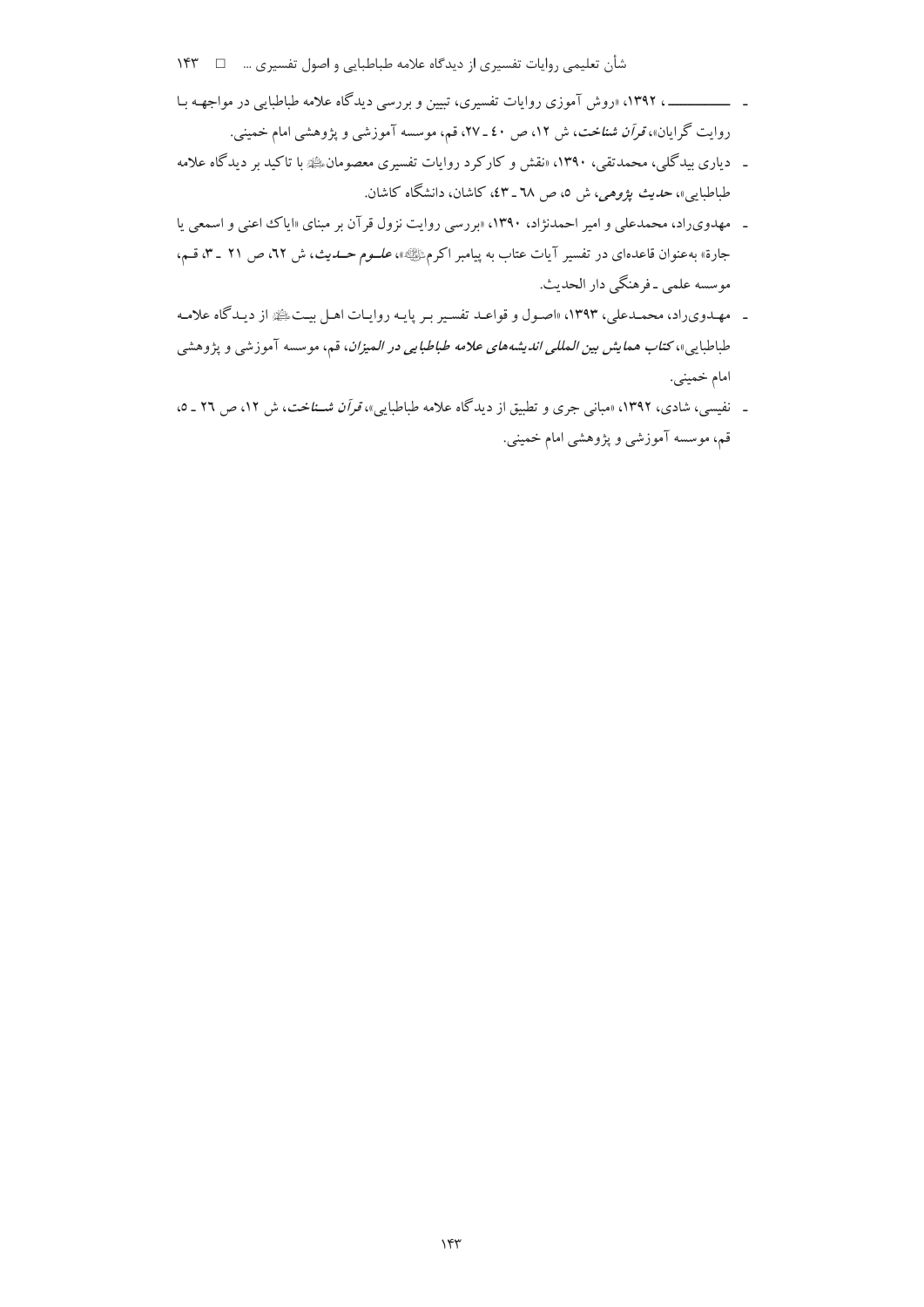- ـــــــــــــــ، ۱۳۹۲، «روش آموزی روایات تفسیری، تبیین و بررسی دیدگاه علامه طباطبایی در مواجهه با روایت گرایان»، *قرآن شناخت*، ش ۱۲، ص ٤٠ ـ ٢٧، قم، موسسه آموزشی و پژوهشی امام خمینی.
- دیاری بیدگلی، محمدتقی، ۱۳۹۰، «نقش و کارکرد روایات تفسیری معصومان با تاکید بر دیدگاه علامه طباطبایی»، *حدیث پژوهی*، ش ٥، ص ٦٨ ـ ٤٣، کاشان، دانشگاه کاشان.
- مهدوی‌راد، محمدعلی و امیر احمدنژاد، ۱۳۹۰، «بررسی روایت نزول قرآن بر مبنای «ایاک اعنی و اسمعی یا جارة» به‌عنوان قاعده‌ای در تفسیر آیات عتاب به پیامبر اکرم»، *علوم حدیث*، ش ٦٢، ص ٢١ ـ ٣، قم، موسسه علمی ـ فرهنگی دار الحدیث.
- مهدوی‌راد، محمدعلی، ۱۳۹۳، «اصول و قواعد تفسیر بر پایه روایات اهل بیت از دیدگاه علامه طباطبایی»، *کتاب همایش بین المللی اندیشه‌های علامه طباطبایی در المیزان*، قم، موسسه آموزشی و پژوهشی امام خمینی.
- نفیسی، شادی، ۱۳۹۲، «مبانی جری و تطبیق از دیدگاه علامه طباطبایی»، *قرآن شناخت*، ش ۱۲، ص ٢٦ ـ ٥، قم، موسسه آموزشی و پژوهشی امام خمینی.